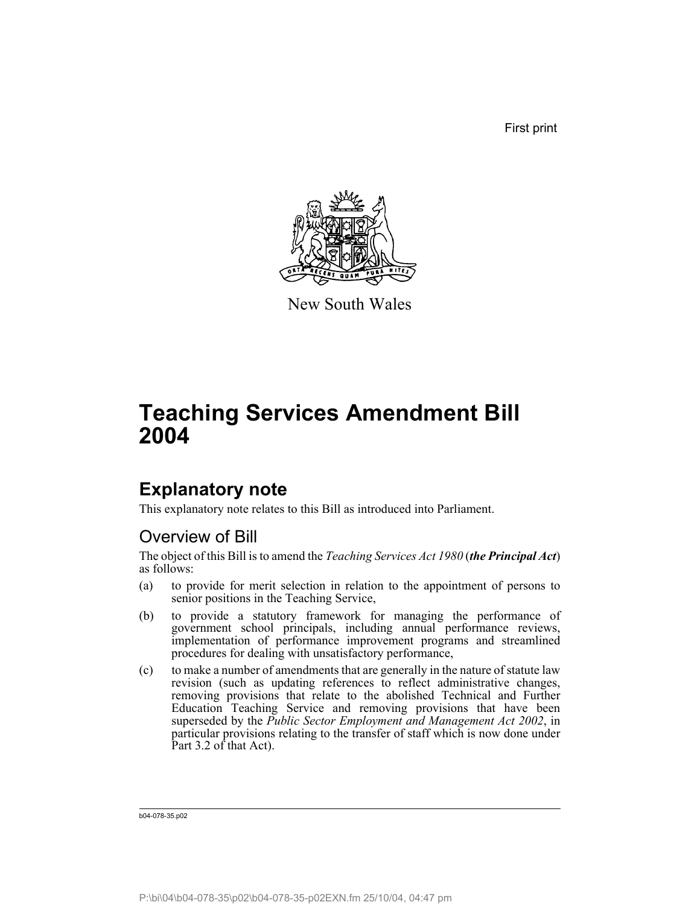First print

New South Wales

# Teaching Services Amendment Bill 2004

## Explanatory note

This explanatory note relates to this Bill as introduced into Parliament.

### Overview of Bill

The object of this Bill is to amend the *Teaching Services Act 1980* (***the Principal Act***) as follows:

(a) to provide for merit selection in relation to the appointment of persons to senior positions in the Teaching Service,

(b) to provide a statutory framework for managing the performance of government school principals, including annual performance reviews, implementation of performance improvement programs and streamlined procedures for dealing with unsatisfactory performance,

(c) to make a number of amendments that are generally in the nature of statute law revision (such as updating references to reflect administrative changes, removing provisions that relate to the abolished Technical and Further Education Teaching Service and removing provisions that have been superseded by the *Public Sector Employment and Management Act 2002*, in particular provisions relating to the transfer of staff which is now done under Part 3.2 of that Act).

b04-078-35.p02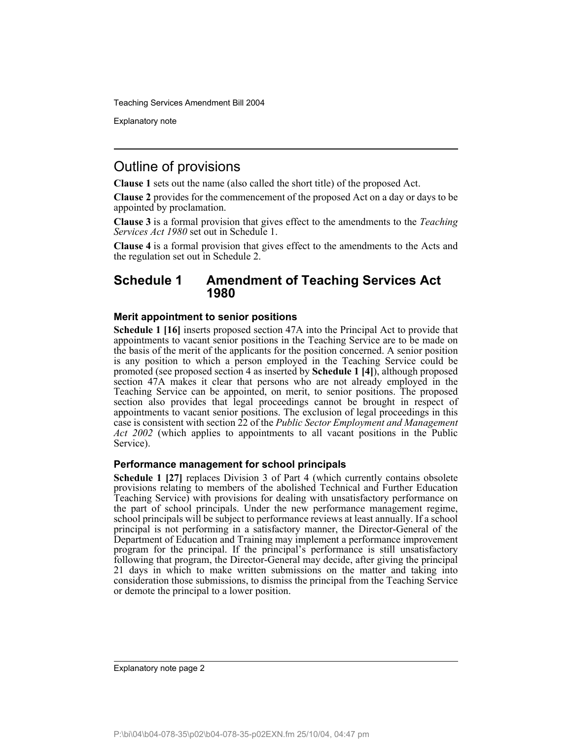## Outline of provisions

**Clause 1** sets out the name (also called the short title) of the proposed Act.

**Clause 2** provides for the commencement of the proposed Act on a day or days to be appointed by proclamation.

**Clause 3** is a formal provision that gives effect to the amendments to the *Teaching Services Act 1980* set out in Schedule 1.

**Clause 4** is a formal provision that gives effect to the amendments to the Acts and the regulation set out in Schedule 2.

## Schedule 1 Amendment of Teaching Services Act 1980

### Merit appointment to senior positions

**Schedule 1 [16]** inserts proposed section 47A into the Principal Act to provide that appointments to vacant senior positions in the Teaching Service are to be made on the basis of the merit of the applicants for the position concerned. A senior position is any position to which a person employed in the Teaching Service could be promoted (see proposed section 4 as inserted by **Schedule 1 [4]**), although proposed section 47A makes it clear that persons who are not already employed in the Teaching Service can be appointed, on merit, to senior positions. The proposed section also provides that legal proceedings cannot be brought in respect of appointments to vacant senior positions. The exclusion of legal proceedings in this case is consistent with section 22 of the *Public Sector Employment and Management Act 2002* (which applies to appointments to all vacant positions in the Public Service).

### Performance management for school principals

**Schedule 1 [27]** replaces Division 3 of Part 4 (which currently contains obsolete provisions relating to members of the abolished Technical and Further Education Teaching Service) with provisions for dealing with unsatisfactory performance on the part of school principals. Under the new performance management regime, school principals will be subject to performance reviews at least annually. If a school principal is not performing in a satisfactory manner, the Director-General of the Department of Education and Training may implement a performance improvement program for the principal. If the principal's performance is still unsatisfactory following that program, the Director-General may decide, after giving the principal 21 days in which to make written submissions on the matter and taking into consideration those submissions, to dismiss the principal from the Teaching Service or demote the principal to a lower position.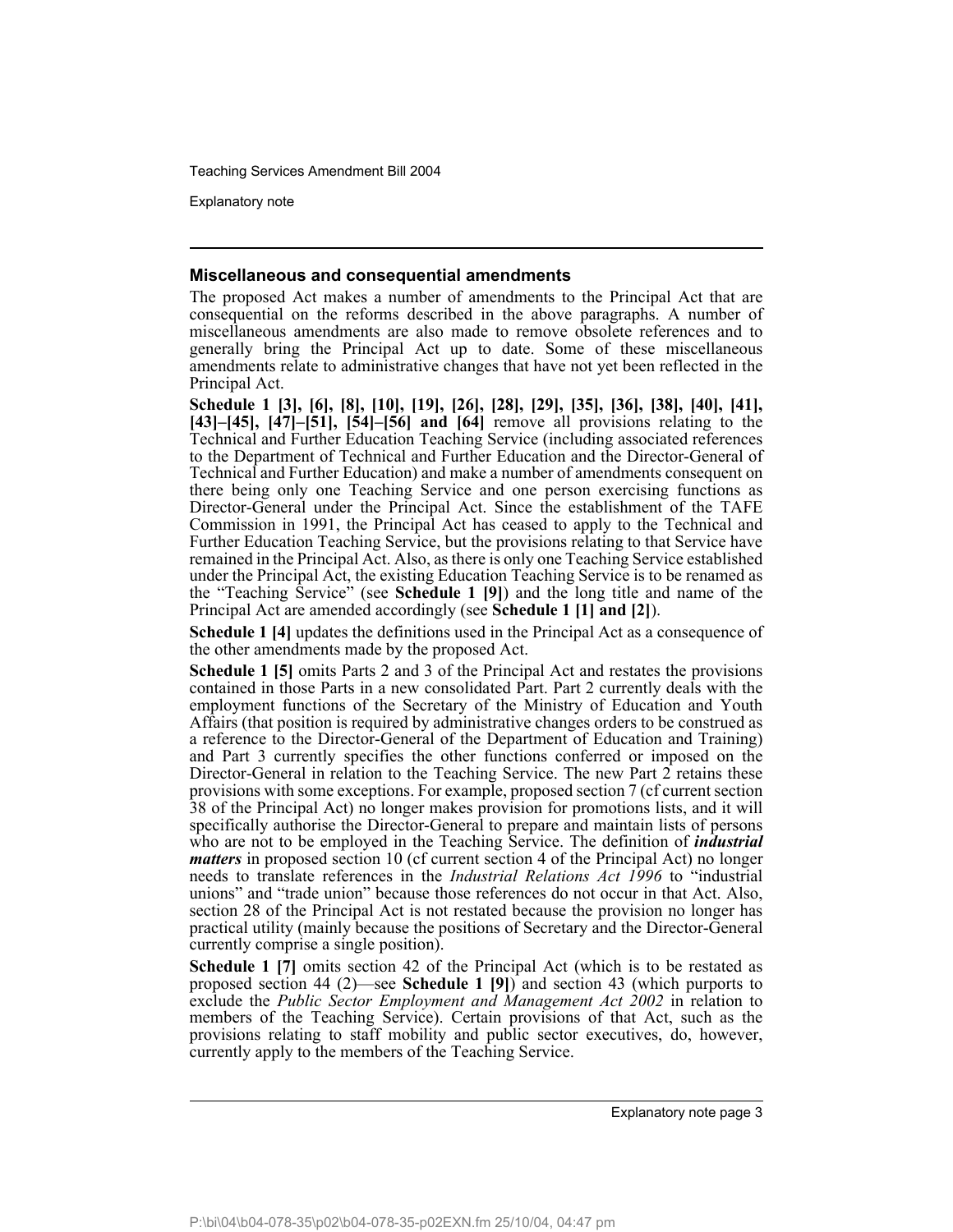### Miscellaneous and consequential amendments

The proposed Act makes a number of amendments to the Principal Act that are consequential on the reforms described in the above paragraphs. A number of miscellaneous amendments are also made to remove obsolete references and to generally bring the Principal Act up to date. Some of these miscellaneous amendments relate to administrative changes that have not yet been reflected in the Principal Act.

**Schedule 1 [3], [6], [8], [10], [19], [26], [28], [29], [35], [36], [38], [40], [41], [43]–[45], [47]–[51], [54]–[56] and [64]** remove all provisions relating to the Technical and Further Education Teaching Service (including associated references to the Department of Technical and Further Education and the Director-General of Technical and Further Education) and make a number of amendments consequent on there being only one Teaching Service and one person exercising functions as Director-General under the Principal Act. Since the establishment of the TAFE Commission in 1991, the Principal Act has ceased to apply to the Technical and Further Education Teaching Service, but the provisions relating to that Service have remained in the Principal Act. Also, as there is only one Teaching Service established under the Principal Act, the existing Education Teaching Service is to be renamed as the "Teaching Service" (see **Schedule 1 [9]**) and the long title and name of the Principal Act are amended accordingly (see **Schedule 1 [1] and [2]**).

**Schedule 1 [4]** updates the definitions used in the Principal Act as a consequence of the other amendments made by the proposed Act.

**Schedule 1 [5]** omits Parts 2 and 3 of the Principal Act and restates the provisions contained in those Parts in a new consolidated Part. Part 2 currently deals with the employment functions of the Secretary of the Ministry of Education and Youth Affairs (that position is required by administrative changes orders to be construed as a reference to the Director-General of the Department of Education and Training) and Part 3 currently specifies the other functions conferred or imposed on the Director-General in relation to the Teaching Service. The new Part 2 retains these provisions with some exceptions. For example, proposed section 7 (cf current section 38 of the Principal Act) no longer makes provision for promotions lists, and it will specifically authorise the Director-General to prepare and maintain lists of persons who are not to be employed in the Teaching Service. The definition of ***industrial matters*** in proposed section 10 (cf current section 4 of the Principal Act) no longer needs to translate references in the *Industrial Relations Act 1996* to "industrial unions" and "trade union" because those references do not occur in that Act. Also, section 28 of the Principal Act is not restated because the provision no longer has practical utility (mainly because the positions of Secretary and the Director-General currently comprise a single position).

**Schedule 1 [7]** omits section 42 of the Principal Act (which is to be restated as proposed section 44 (2)—see **Schedule 1 [9]**) and section 43 (which purports to exclude the *Public Sector Employment and Management Act 2002* in relation to members of the Teaching Service). Certain provisions of that Act, such as the provisions relating to staff mobility and public sector executives, do, however, currently apply to the members of the Teaching Service.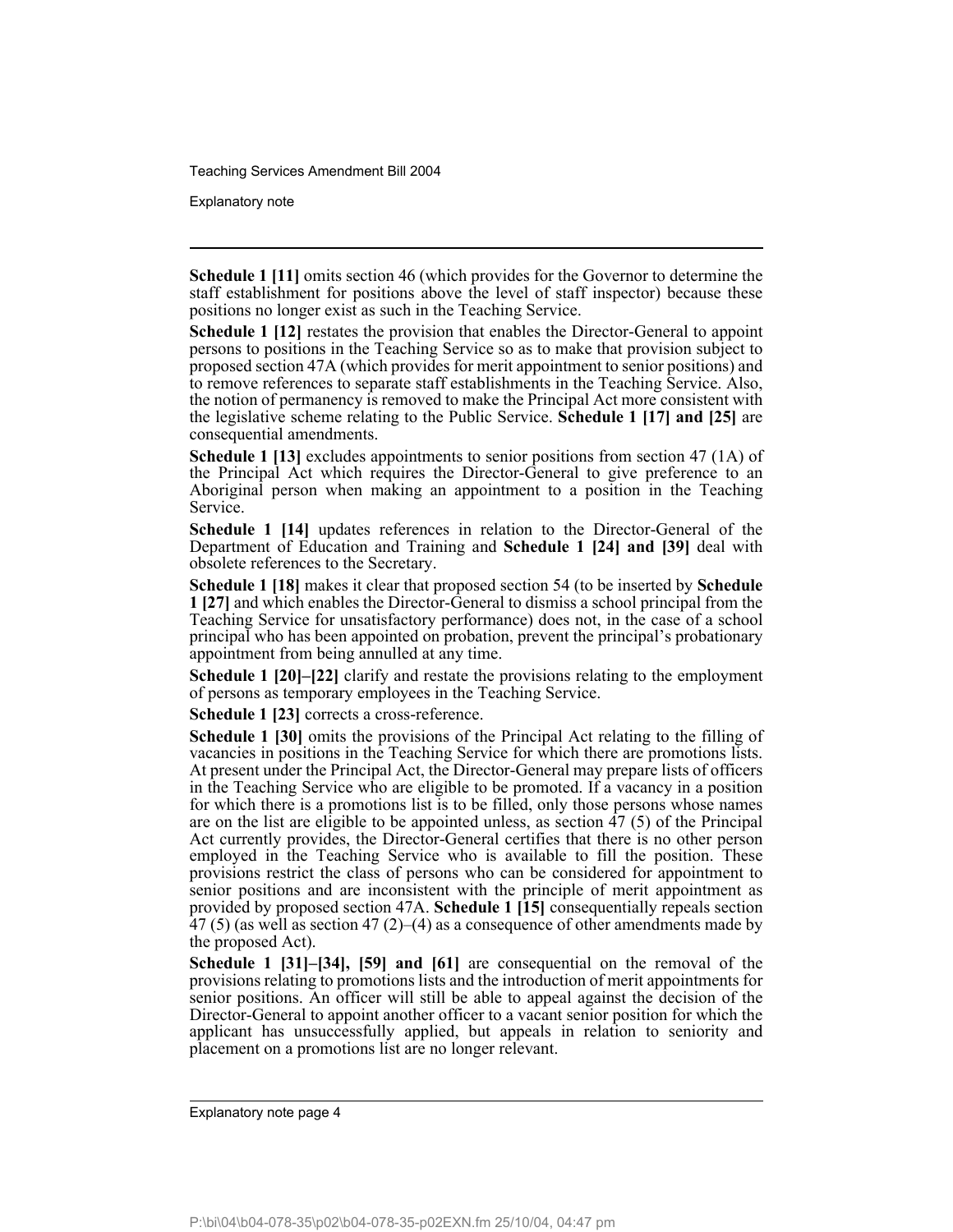**Schedule 1 [11]** omits section 46 (which provides for the Governor to determine the staff establishment for positions above the level of staff inspector) because these positions no longer exist as such in the Teaching Service.

**Schedule 1 [12]** restates the provision that enables the Director-General to appoint persons to positions in the Teaching Service so as to make that provision subject to proposed section 47A (which provides for merit appointment to senior positions) and to remove references to separate staff establishments in the Teaching Service. Also, the notion of permanency is removed to make the Principal Act more consistent with the legislative scheme relating to the Public Service. **Schedule 1 [17] and [25]** are consequential amendments.

**Schedule 1 [13]** excludes appointments to senior positions from section 47 (1A) of the Principal Act which requires the Director-General to give preference to an Aboriginal person when making an appointment to a position in the Teaching Service.

**Schedule 1 [14]** updates references in relation to the Director-General of the Department of Education and Training and **Schedule 1 [24] and [39]** deal with obsolete references to the Secretary.

**Schedule 1 [18]** makes it clear that proposed section 54 (to be inserted by **Schedule 1 [27]** and which enables the Director-General to dismiss a school principal from the Teaching Service for unsatisfactory performance) does not, in the case of a school principal who has been appointed on probation, prevent the principal's probationary appointment from being annulled at any time.

**Schedule 1 [20]–[22]** clarify and restate the provisions relating to the employment of persons as temporary employees in the Teaching Service.

**Schedule 1 [23]** corrects a cross-reference.

**Schedule 1 [30]** omits the provisions of the Principal Act relating to the filling of vacancies in positions in the Teaching Service for which there are promotions lists. At present under the Principal Act, the Director-General may prepare lists of officers in the Teaching Service who are eligible to be promoted. If a vacancy in a position for which there is a promotions list is to be filled, only those persons whose names are on the list are eligible to be appointed unless, as section 47 (5) of the Principal Act currently provides, the Director-General certifies that there is no other person employed in the Teaching Service who is available to fill the position. These provisions restrict the class of persons who can be considered for appointment to senior positions and are inconsistent with the principle of merit appointment as provided by proposed section 47A. **Schedule 1 [15]** consequentially repeals section 47 (5) (as well as section 47 (2)–(4) as a consequence of other amendments made by the proposed Act).

**Schedule 1 [31]–[34], [59] and [61]** are consequential on the removal of the provisions relating to promotions lists and the introduction of merit appointments for senior positions. An officer will still be able to appeal against the decision of the Director-General to appoint another officer to a vacant senior position for which the applicant has unsuccessfully applied, but appeals in relation to seniority and placement on a promotions list are no longer relevant.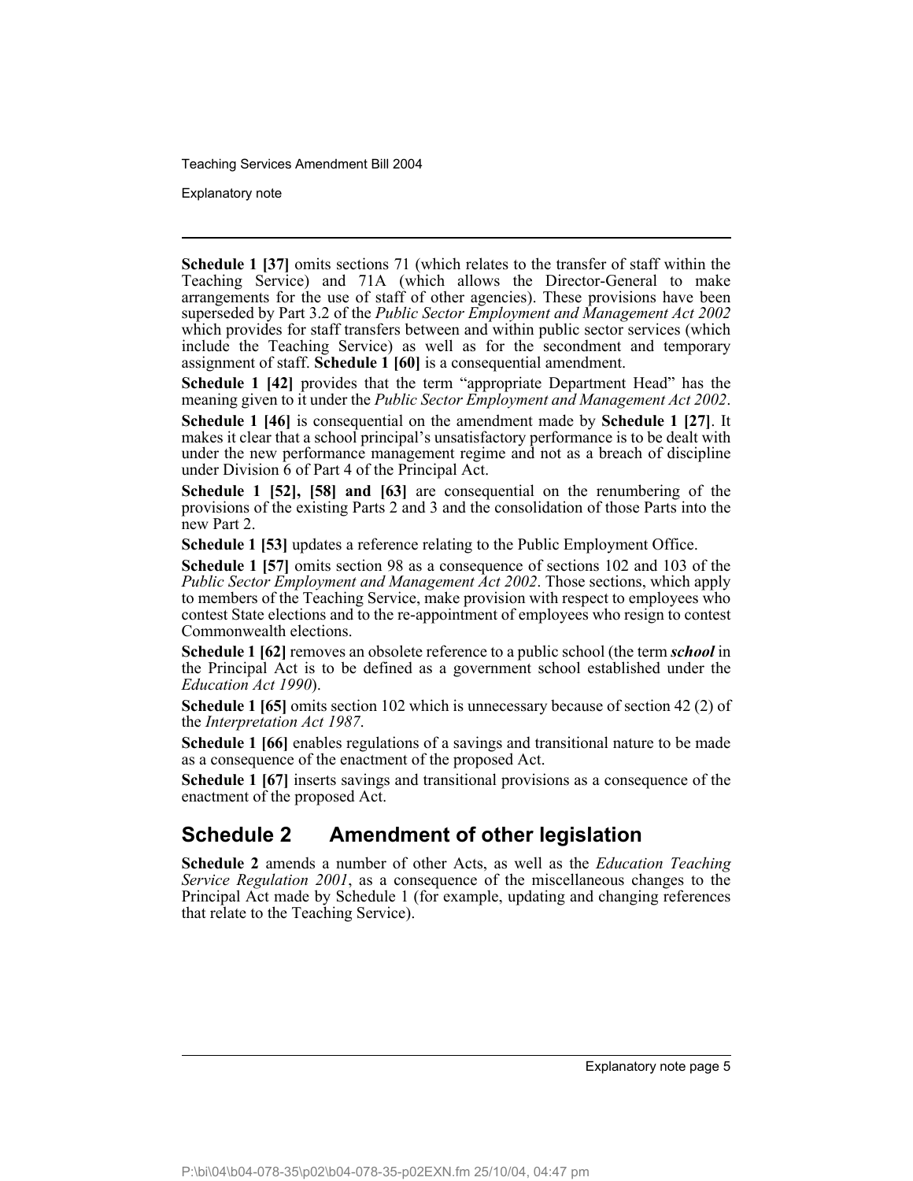**Schedule 1 [37]** omits sections 71 (which relates to the transfer of staff within the Teaching Service) and 71A (which allows the Director-General to make arrangements for the use of staff of other agencies). These provisions have been superseded by Part 3.2 of the *Public Sector Employment and Management Act 2002* which provides for staff transfers between and within public sector services (which include the Teaching Service) as well as for the secondment and temporary assignment of staff. **Schedule 1 [60]** is a consequential amendment.

**Schedule 1 [42]** provides that the term "appropriate Department Head" has the meaning given to it under the *Public Sector Employment and Management Act 2002*.

**Schedule 1 [46]** is consequential on the amendment made by **Schedule 1 [27]**. It makes it clear that a school principal's unsatisfactory performance is to be dealt with under the new performance management regime and not as a breach of discipline under Division 6 of Part 4 of the Principal Act.

**Schedule 1 [52], [58] and [63]** are consequential on the renumbering of the provisions of the existing Parts 2 and 3 and the consolidation of those Parts into the new Part 2.

**Schedule 1 [53]** updates a reference relating to the Public Employment Office.

**Schedule 1 [57]** omits section 98 as a consequence of sections 102 and 103 of the *Public Sector Employment and Management Act 2002*. Those sections, which apply to members of the Teaching Service, make provision with respect to employees who contest State elections and to the re-appointment of employees who resign to contest Commonwealth elections.

**Schedule 1 [62]** removes an obsolete reference to a public school (the term ***school*** in the Principal Act is to be defined as a government school established under the *Education Act 1990*).

**Schedule 1 [65]** omits section 102 which is unnecessary because of section 42 (2) of the *Interpretation Act 1987*.

**Schedule 1 [66]** enables regulations of a savings and transitional nature to be made as a consequence of the enactment of the proposed Act.

**Schedule 1 [67]** inserts savings and transitional provisions as a consequence of the enactment of the proposed Act.

## Schedule 2 Amendment of other legislation

**Schedule 2** amends a number of other Acts, as well as the *Education Teaching Service Regulation 2001*, as a consequence of the miscellaneous changes to the Principal Act made by Schedule 1 (for example, updating and changing references that relate to the Teaching Service).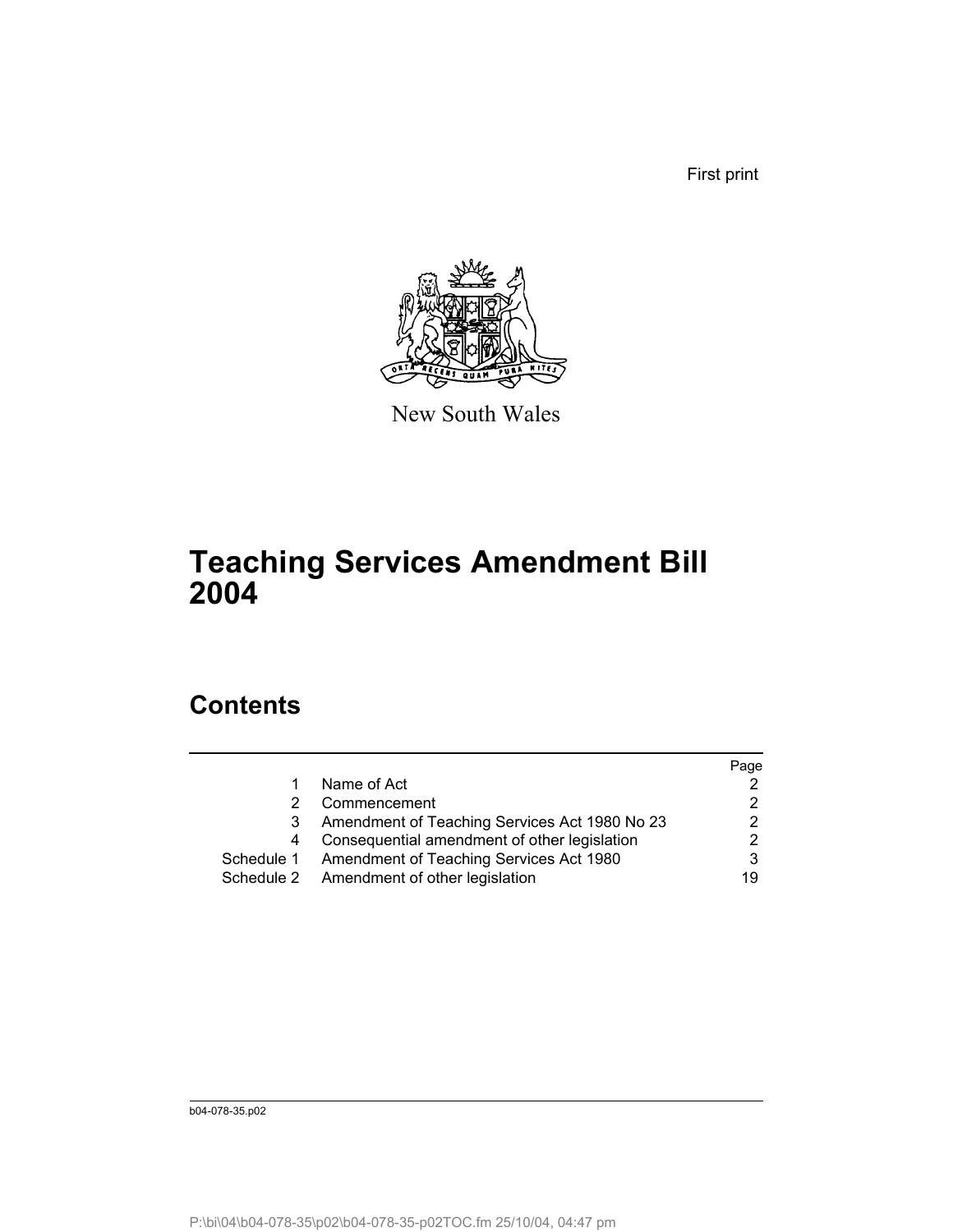First print

New South Wales

# Teaching Services Amendment Bill 2004

## Contents

| | | Page |
|---|---|---|
| 1 | Name of Act | 2 |
| 2 | Commencement | 2 |
| 3 | Amendment of Teaching Services Act 1980 No 23 | 2 |
| 4 | Consequential amendment of other legislation | 2 |
| Schedule 1 | Amendment of Teaching Services Act 1980 | 3 |
| Schedule 2 | Amendment of other legislation | 19 |

b04-078-35.p02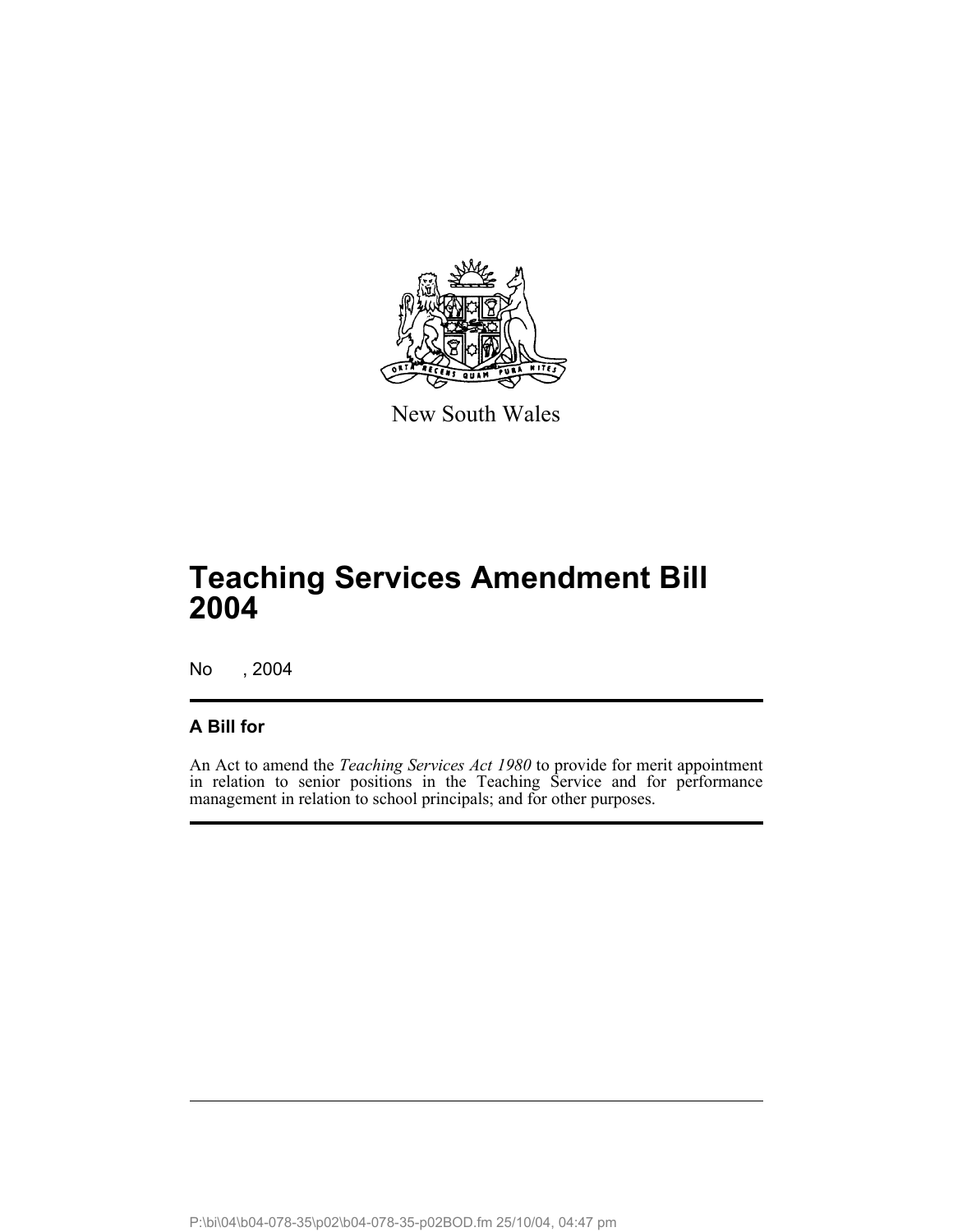New South Wales

# Teaching Services Amendment Bill 2004

No , 2004

## A Bill for

An Act to amend the *Teaching Services Act 1980* to provide for merit appointment in relation to senior positions in the Teaching Service and for performance management in relation to school principals; and for other purposes.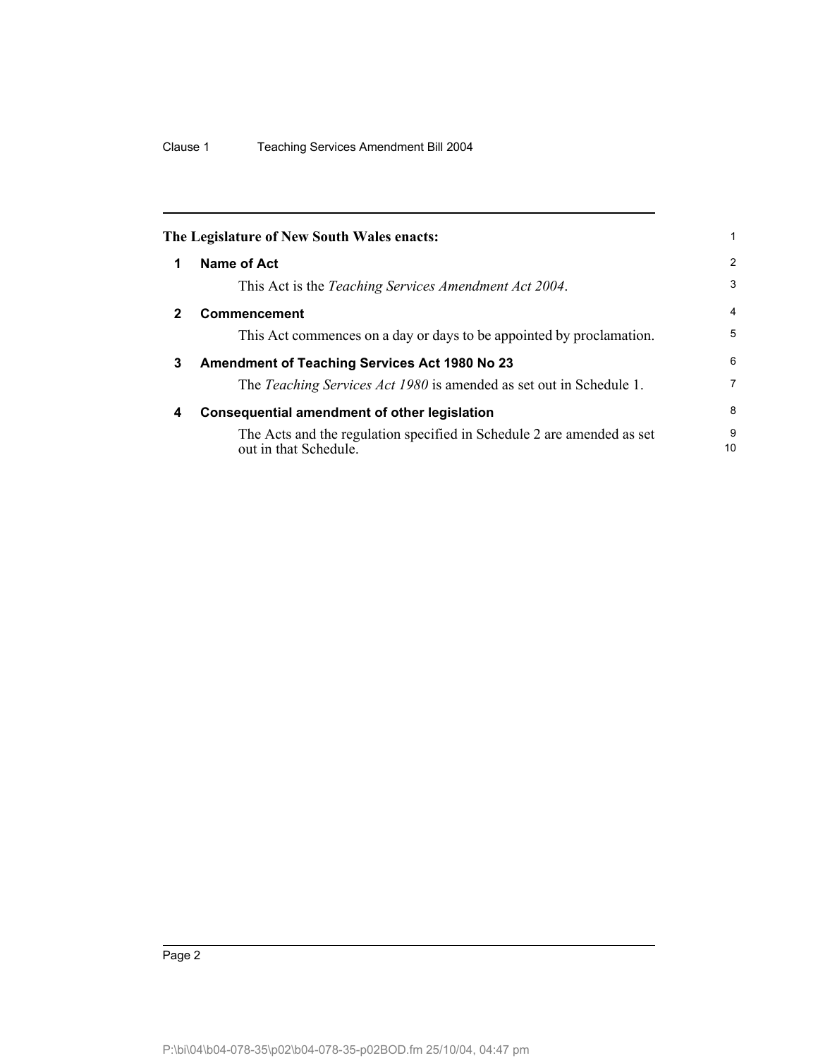**The Legislature of New South Wales enacts:**

## 1 Name of Act

This Act is the *Teaching Services Amendment Act 2004*.

## 2 Commencement

This Act commences on a day or days to be appointed by proclamation.

## 3 Amendment of Teaching Services Act 1980 No 23

The *Teaching Services Act 1980* is amended as set out in Schedule 1.

## 4 Consequential amendment of other legislation

The Acts and the regulation specified in Schedule 2 are amended as set out in that Schedule.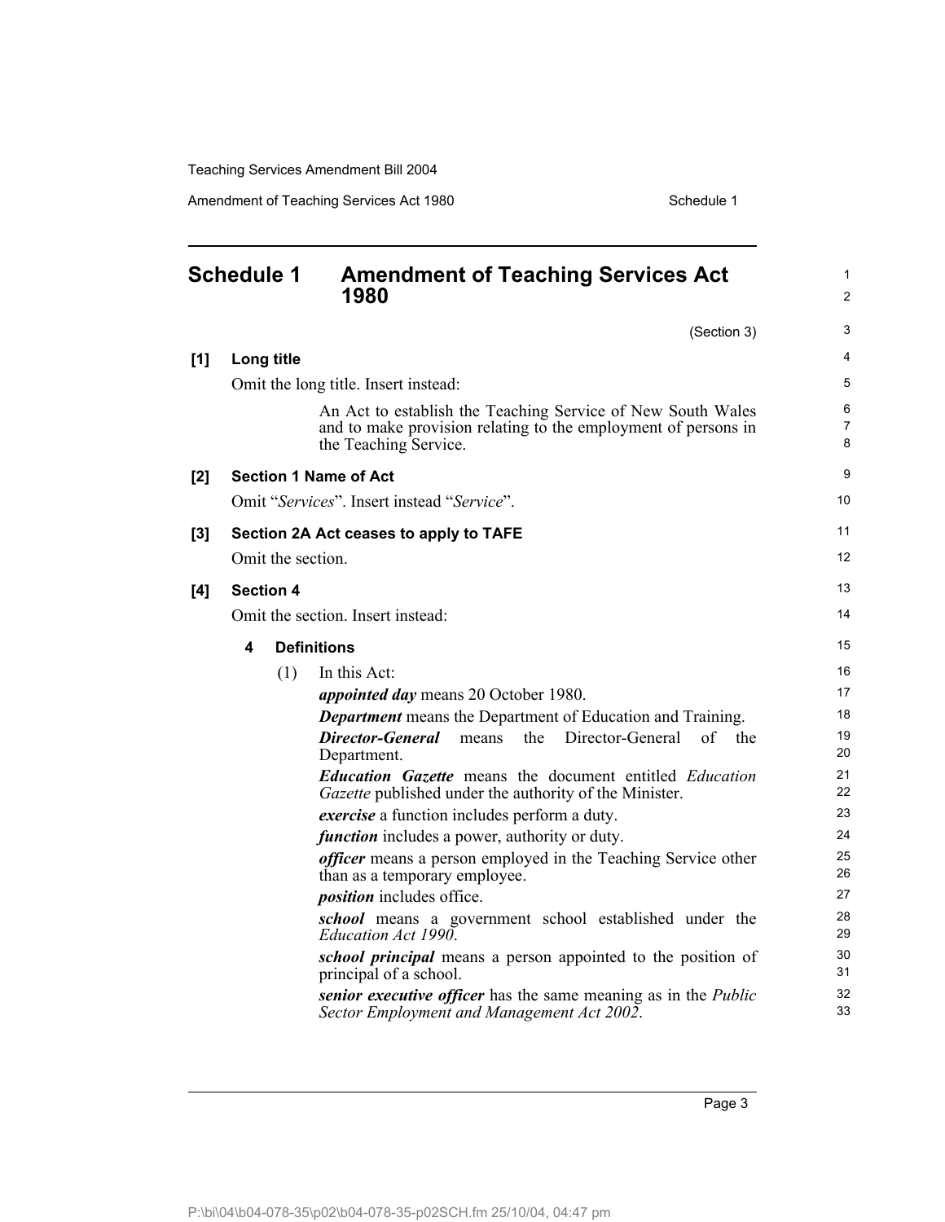# Schedule 1 Amendment of Teaching Services Act 1980

(Section 3)

**[1] Long title**

Omit the long title. Insert instead:

> An Act to establish the Teaching Service of New South Wales and to make provision relating to the employment of persons in the Teaching Service.

**[2] Section 1 Name of Act**

Omit "*Services*". Insert instead "*Service*".

**[3] Section 2A Act ceases to apply to TAFE**

Omit the section.

**[4] Section 4**

Omit the section. Insert instead:

**4 Definitions**

(1) In this Act:

***appointed day*** means 20 October 1980.

***Department*** means the Department of Education and Training.

***Director-General*** means the Director-General of the Department.

***Education Gazette*** means the document entitled *Education Gazette* published under the authority of the Minister.

***exercise*** a function includes perform a duty.

***function*** includes a power, authority or duty.

***officer*** means a person employed in the Teaching Service other than as a temporary employee.

***position*** includes office.

***school*** means a government school established under the *Education Act 1990*.

***school principal*** means a person appointed to the position of principal of a school.

***senior executive officer*** has the same meaning as in the *Public Sector Employment and Management Act 2002*.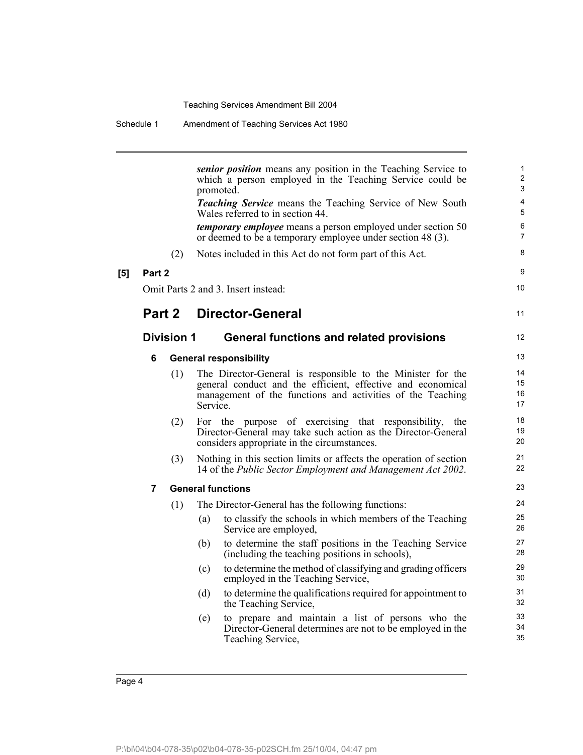***senior position*** means any position in the Teaching Service to which a person employed in the Teaching Service could be promoted.

***Teaching Service*** means the Teaching Service of New South Wales referred to in section 44.

***temporary employee*** means a person employed under section 50 or deemed to be a temporary employee under section 48 (3).

(2) Notes included in this Act do not form part of this Act.

**[5] Part 2**

Omit Parts 2 and 3. Insert instead:

## Part 2 Director-General

### Division 1 General functions and related provisions

#### 6 General responsibility

(1) The Director-General is responsible to the Minister for the general conduct and the efficient, effective and economical management of the functions and activities of the Teaching Service.

(2) For the purpose of exercising that responsibility, the Director-General may take such action as the Director-General considers appropriate in the circumstances.

(3) Nothing in this section limits or affects the operation of section 14 of the *Public Sector Employment and Management Act 2002*.

#### 7 General functions

(1) The Director-General has the following functions:

(a) to classify the schools in which members of the Teaching Service are employed,

(b) to determine the staff positions in the Teaching Service (including the teaching positions in schools),

(c) to determine the method of classifying and grading officers employed in the Teaching Service,

(d) to determine the qualifications required for appointment to the Teaching Service,

(e) to prepare and maintain a list of persons who the Director-General determines are not to be employed in the Teaching Service,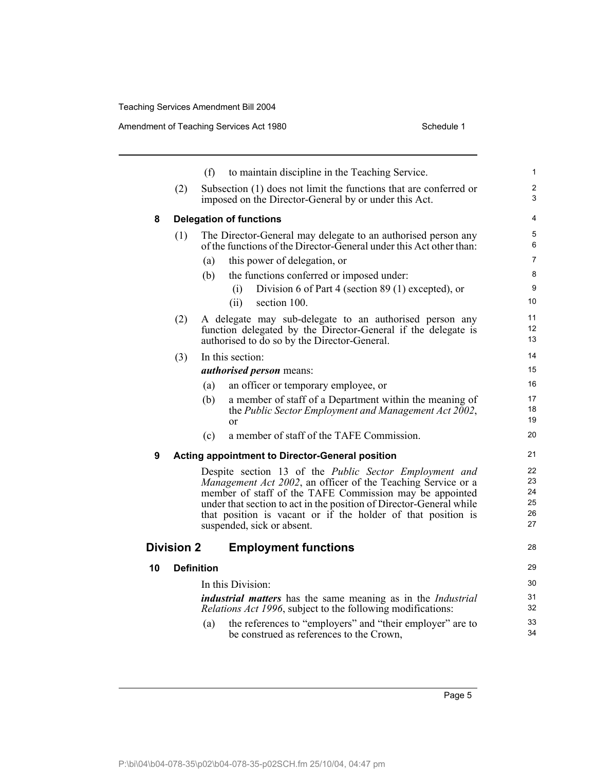(f) to maintain discipline in the Teaching Service.

(2) Subsection (1) does not limit the functions that are conferred or imposed on the Director-General by or under this Act.

### 8 Delegation of functions

(1) The Director-General may delegate to an authorised person any of the functions of the Director-General under this Act other than:

(a) this power of delegation, or

(b) the functions conferred or imposed under:

(i) Division 6 of Part 4 (section 89 (1) excepted), or

(ii) section 100.

(2) A delegate may sub-delegate to an authorised person any function delegated by the Director-General if the delegate is authorised to do so by the Director-General.

(3) In this section:

***authorised person*** means:

(a) an officer or temporary employee, or

(b) a member of staff of a Department within the meaning of the *Public Sector Employment and Management Act 2002*, or

(c) a member of staff of the TAFE Commission.

### 9 Acting appointment to Director-General position

Despite section 13 of the *Public Sector Employment and Management Act 2002*, an officer of the Teaching Service or a member of staff of the TAFE Commission may be appointed under that section to act in the position of Director-General while that position is vacant or if the holder of that position is suspended, sick or absent.

## Division 2 Employment functions

### 10 Definition

In this Division:

***industrial matters*** has the same meaning as in the *Industrial Relations Act 1996*, subject to the following modifications:

(a) the references to "employers" and "their employer" are to be construed as references to the Crown,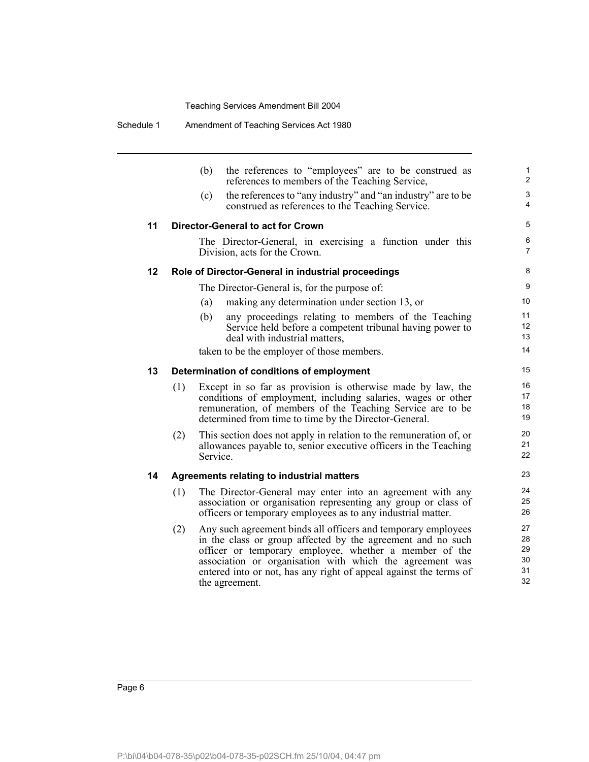(b) the references to "employees" are to be construed as references to members of the Teaching Service,

(c) the references to "any industry" and "an industry" are to be construed as references to the Teaching Service.

### 11 Director-General to act for Crown

The Director-General, in exercising a function under this Division, acts for the Crown.

### 12 Role of Director-General in industrial proceedings

The Director-General is, for the purpose of:

(a) making any determination under section 13, or

(b) any proceedings relating to members of the Teaching Service held before a competent tribunal having power to deal with industrial matters,

taken to be the employer of those members.

### 13 Determination of conditions of employment

(1) Except in so far as provision is otherwise made by law, the conditions of employment, including salaries, wages or other remuneration, of members of the Teaching Service are to be determined from time to time by the Director-General.

(2) This section does not apply in relation to the remuneration of, or allowances payable to, senior executive officers in the Teaching Service.

### 14 Agreements relating to industrial matters

(1) The Director-General may enter into an agreement with any association or organisation representing any group or class of officers or temporary employees as to any industrial matter.

(2) Any such agreement binds all officers and temporary employees in the class or group affected by the agreement and no such officer or temporary employee, whether a member of the association or organisation with which the agreement was entered into or not, has any right of appeal against the terms of the agreement.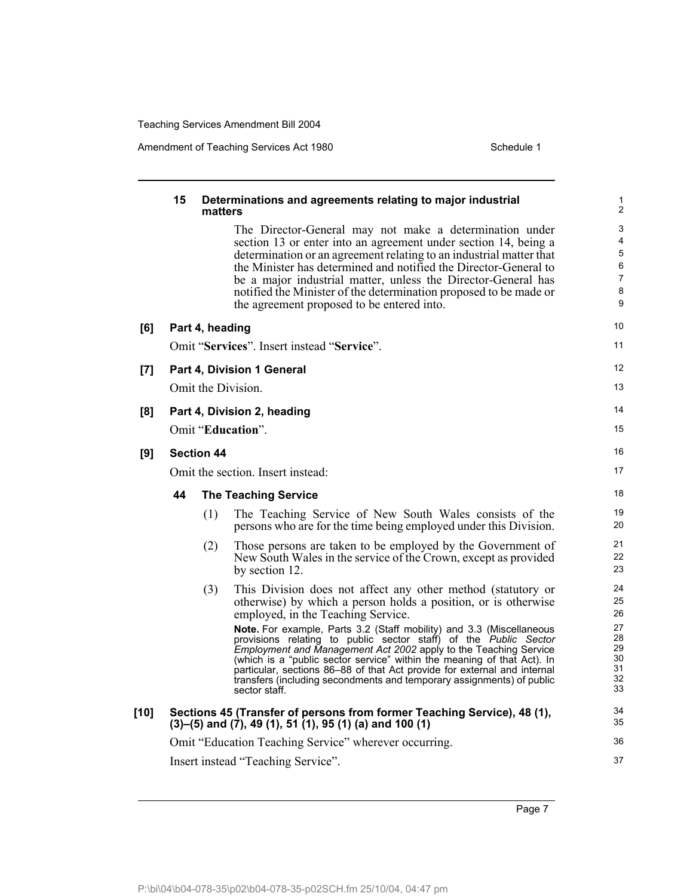**15 Determinations and agreements relating to major industrial matters**

The Director-General may not make a determination under section 13 or enter into an agreement under section 14, being a determination or an agreement relating to an industrial matter that the Minister has determined and notified the Director-General to be a major industrial matter, unless the Director-General has notified the Minister of the determination proposed to be made or the agreement proposed to be entered into.

**[6] Part 4, heading**

Omit "**Services**". Insert instead "**Service**".

**[7] Part 4, Division 1 General**

Omit the Division.

**[8] Part 4, Division 2, heading**

Omit "**Education**".

**[9] Section 44**

Omit the section. Insert instead:

**44 The Teaching Service**

(1) The Teaching Service of New South Wales consists of the persons who are for the time being employed under this Division.

(2) Those persons are taken to be employed by the Government of New South Wales in the service of the Crown, except as provided by section 12.

(3) This Division does not affect any other method (statutory or otherwise) by which a person holds a position, or is otherwise employed, in the Teaching Service.

**Note.** For example, Parts 3.2 (Staff mobility) and 3.3 (Miscellaneous provisions relating to public sector staff) of the *Public Sector Employment and Management Act 2002* apply to the Teaching Service (which is a "public sector service" within the meaning of that Act). In particular, sections 86–88 of that Act provide for external and internal transfers (including secondments and temporary assignments) of public sector staff.

**[10] Sections 45 (Transfer of persons from former Teaching Service), 48 (1), (3)–(5) and (7), 49 (1), 51 (1), 95 (1) (a) and 100 (1)**

Omit "Education Teaching Service" wherever occurring.

Insert instead "Teaching Service".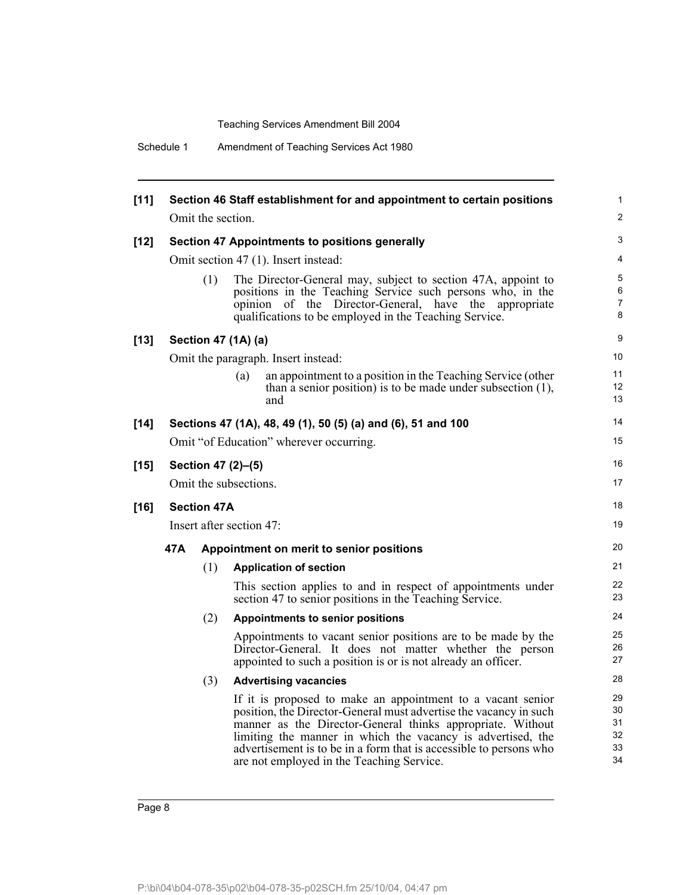**[11] Section 46 Staff establishment for and appointment to certain positions**

Omit the section.

**[12] Section 47 Appointments to positions generally**

Omit section 47 (1). Insert instead:

(1) The Director-General may, subject to section 47A, appoint to positions in the Teaching Service such persons who, in the opinion of the Director-General, have the appropriate qualifications to be employed in the Teaching Service.

**[13] Section 47 (1A) (a)**

Omit the paragraph. Insert instead:

(a) an appointment to a position in the Teaching Service (other than a senior position) is to be made under subsection (1), and

**[14] Sections 47 (1A), 48, 49 (1), 50 (5) (a) and (6), 51 and 100**

Omit "of Education" wherever occurring.

**[15] Section 47 (2)–(5)**

Omit the subsections.

**[16] Section 47A**

Insert after section 47:

**47A Appointment on merit to senior positions**

(1) **Application of section**

This section applies to and in respect of appointments under section 47 to senior positions in the Teaching Service.

(2) **Appointments to senior positions**

Appointments to vacant senior positions are to be made by the Director-General. It does not matter whether the person appointed to such a position is or is not already an officer.

(3) **Advertising vacancies**

If it is proposed to make an appointment to a vacant senior position, the Director-General must advertise the vacancy in such manner as the Director-General thinks appropriate. Without limiting the manner in which the vacancy is advertised, the advertisement is to be in a form that is accessible to persons who are not employed in the Teaching Service.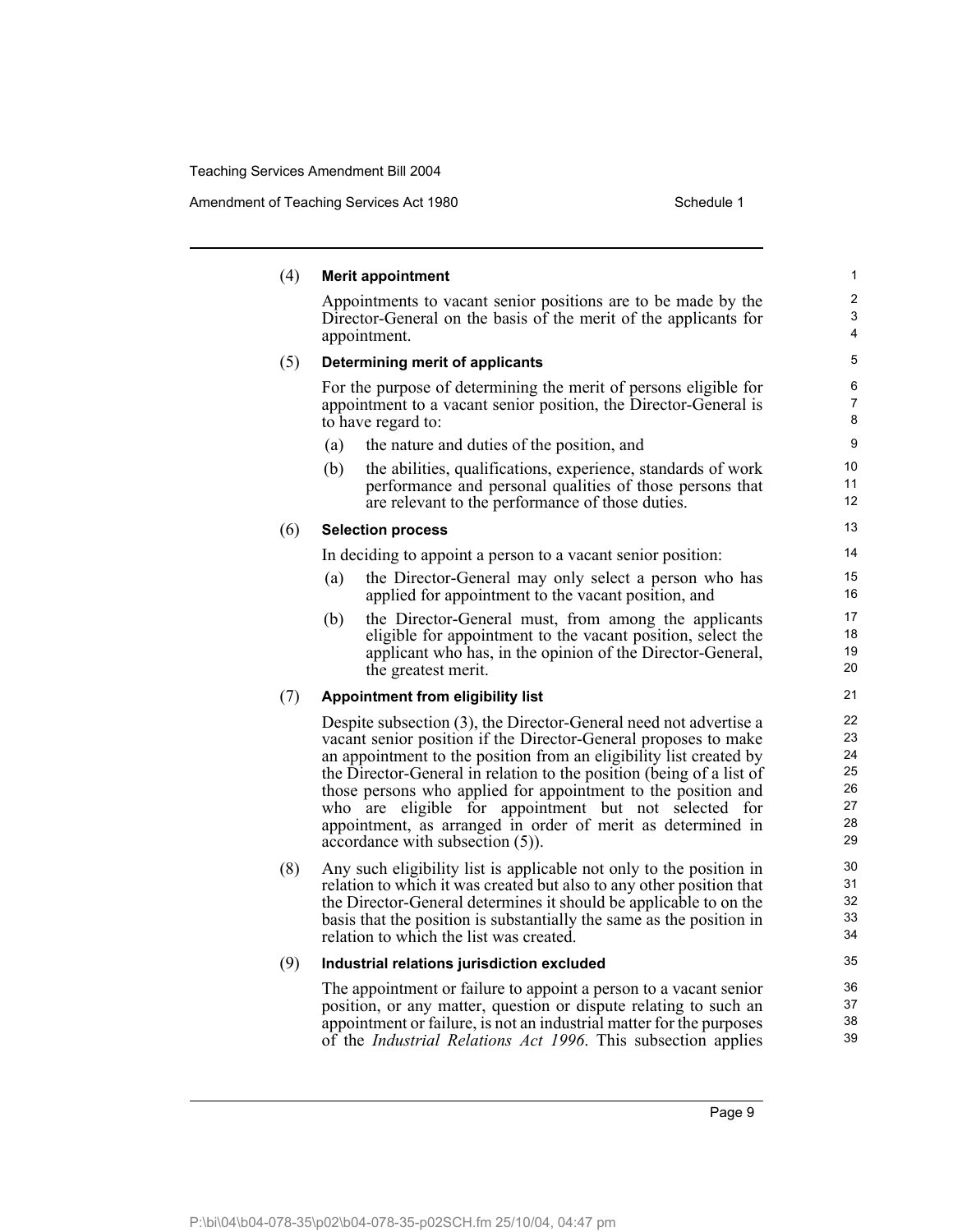(4) **Merit appointment**

Appointments to vacant senior positions are to be made by the Director-General on the basis of the merit of the applicants for appointment.

(5) **Determining merit of applicants**

For the purpose of determining the merit of persons eligible for appointment to a vacant senior position, the Director-General is to have regard to:

(a) the nature and duties of the position, and

(b) the abilities, qualifications, experience, standards of work performance and personal qualities of those persons that are relevant to the performance of those duties.

(6) **Selection process**

In deciding to appoint a person to a vacant senior position:

(a) the Director-General may only select a person who has applied for appointment to the vacant position, and

(b) the Director-General must, from among the applicants eligible for appointment to the vacant position, select the applicant who has, in the opinion of the Director-General, the greatest merit.

(7) **Appointment from eligibility list**

Despite subsection (3), the Director-General need not advertise a vacant senior position if the Director-General proposes to make an appointment to the position from an eligibility list created by the Director-General in relation to the position (being of a list of those persons who applied for appointment to the position and who are eligible for appointment but not selected for appointment, as arranged in order of merit as determined in accordance with subsection (5)).

(8) Any such eligibility list is applicable not only to the position in relation to which it was created but also to any other position that the Director-General determines it should be applicable to on the basis that the position is substantially the same as the position in relation to which the list was created.

(9) **Industrial relations jurisdiction excluded**

The appointment or failure to appoint a person to a vacant senior position, or any matter, question or dispute relating to such an appointment or failure, is not an industrial matter for the purposes of the *Industrial Relations Act 1996*. This subsection applies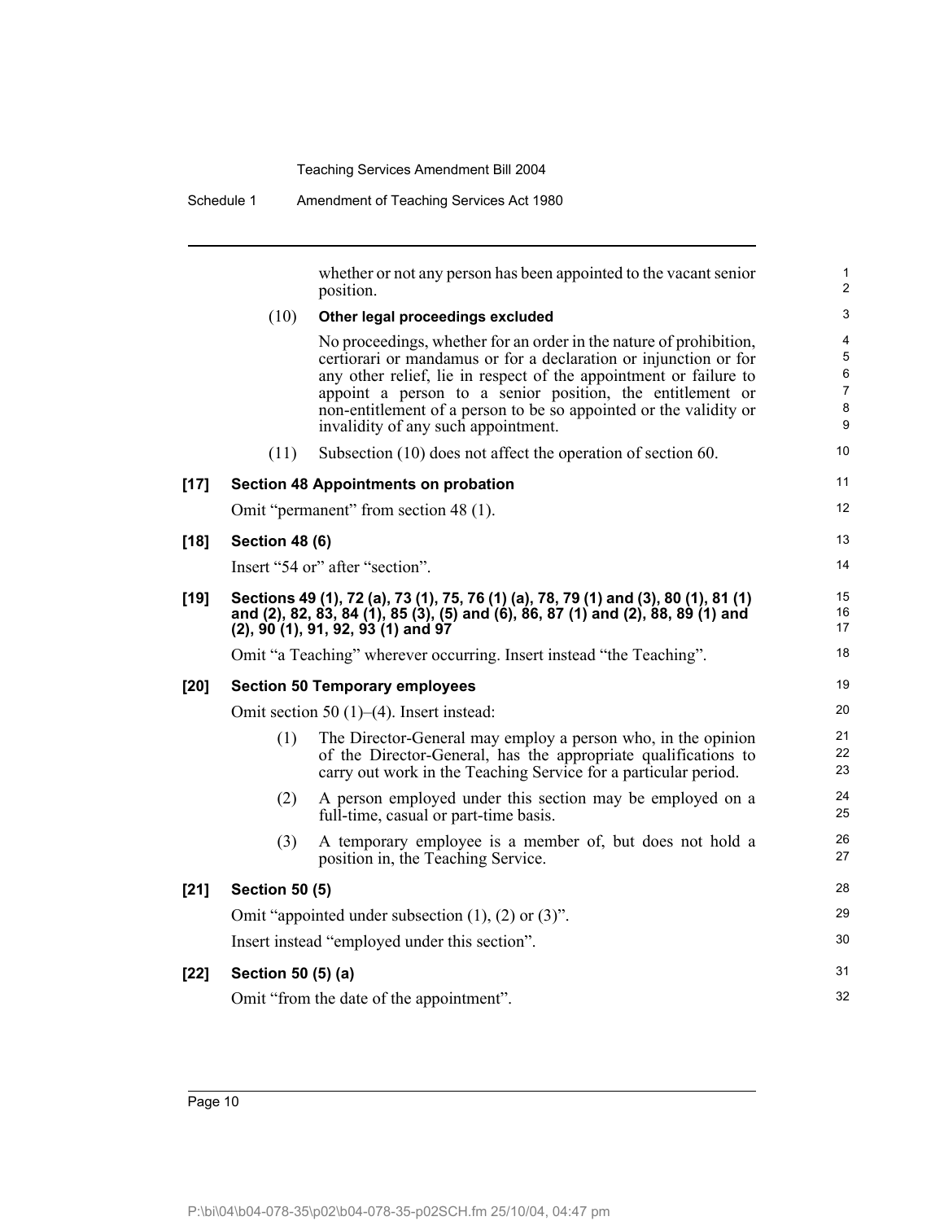whether or not any person has been appointed to the vacant senior position.

(10) **Other legal proceedings excluded**

No proceedings, whether for an order in the nature of prohibition, certiorari or mandamus or for a declaration or injunction or for any other relief, lie in respect of the appointment or failure to appoint a person to a senior position, the entitlement or non-entitlement of a person to be so appointed or the validity or invalidity of any such appointment.

(11) Subsection (10) does not affect the operation of section 60.

**[17] Section 48 Appointments on probation**

Omit "permanent" from section 48 (1).

**[18] Section 48 (6)**

Insert "54 or" after "section".

**[19] Sections 49 (1), 72 (a), 73 (1), 75, 76 (1) (a), 78, 79 (1) and (3), 80 (1), 81 (1) and (2), 82, 83, 84 (1), 85 (3), (5) and (6), 86, 87 (1) and (2), 88, 89 (1) and (2), 90 (1), 91, 92, 93 (1) and 97**

Omit "a Teaching" wherever occurring. Insert instead "the Teaching".

**[20] Section 50 Temporary employees**

Omit section 50 (1)–(4). Insert instead:

(1) The Director-General may employ a person who, in the opinion of the Director-General, has the appropriate qualifications to carry out work in the Teaching Service for a particular period.

(2) A person employed under this section may be employed on a full-time, casual or part-time basis.

(3) A temporary employee is a member of, but does not hold a position in, the Teaching Service.

**[21] Section 50 (5)**

Omit "appointed under subsection (1), (2) or (3)".

Insert instead "employed under this section".

**[22] Section 50 (5) (a)**

Omit "from the date of the appointment".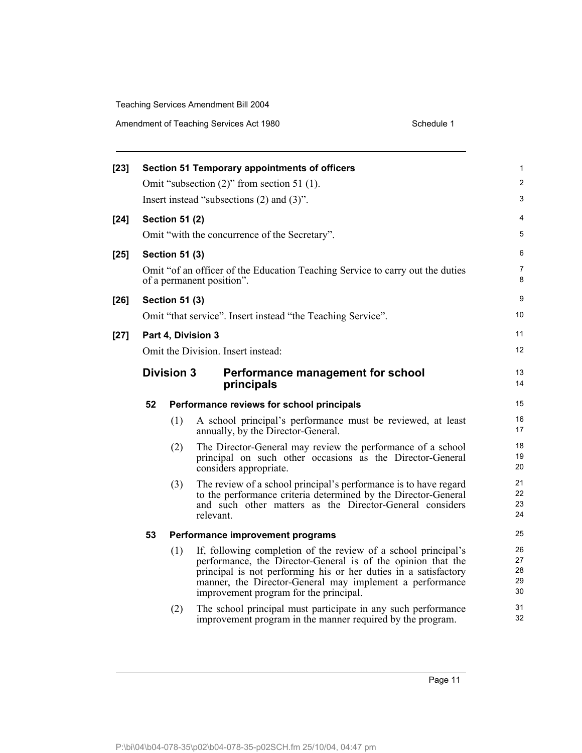**[23] Section 51 Temporary appointments of officers**

Omit "subsection (2)" from section 51 (1).

Insert instead "subsections (2) and (3)".

**[24] Section 51 (2)**

Omit "with the concurrence of the Secretary".

**[25] Section 51 (3)**

Omit "of an officer of the Education Teaching Service to carry out the duties of a permanent position".

**[26] Section 51 (3)**

Omit "that service". Insert instead "the Teaching Service".

**[27] Part 4, Division 3**

Omit the Division. Insert instead:

## Division 3 Performance management for school principals

### 52 Performance reviews for school principals

(1) A school principal's performance must be reviewed, at least annually, by the Director-General.

(2) The Director-General may review the performance of a school principal on such other occasions as the Director-General considers appropriate.

(3) The review of a school principal's performance is to have regard to the performance criteria determined by the Director-General and such other matters as the Director-General considers relevant.

### 53 Performance improvement programs

(1) If, following completion of the review of a school principal's performance, the Director-General is of the opinion that the principal is not performing his or her duties in a satisfactory manner, the Director-General may implement a performance improvement program for the principal.

(2) The school principal must participate in any such performance improvement program in the manner required by the program.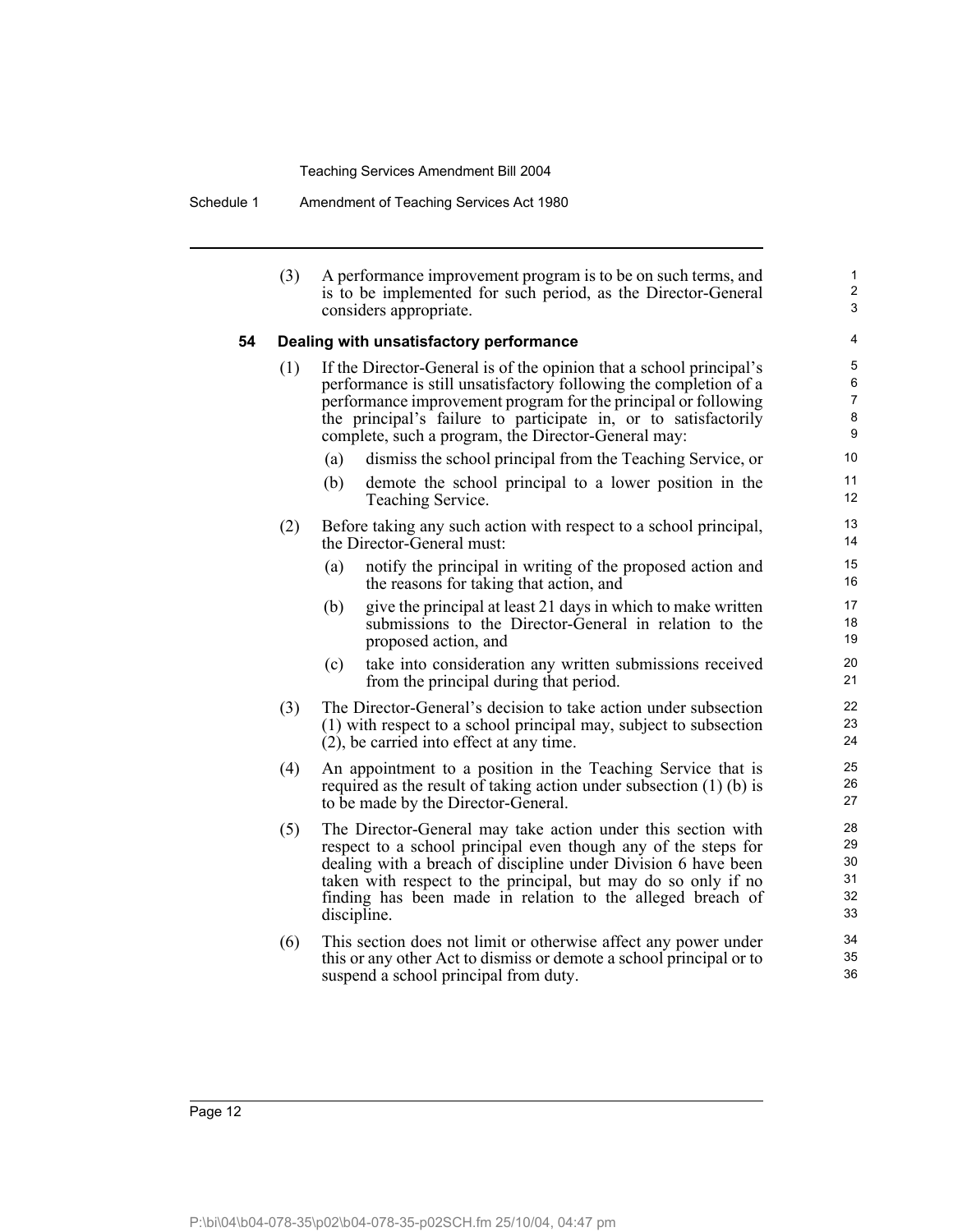(3) A performance improvement program is to be on such terms, and is to be implemented for such period, as the Director-General considers appropriate.

### 54 Dealing with unsatisfactory performance

(1) If the Director-General is of the opinion that a school principal's performance is still unsatisfactory following the completion of a performance improvement program for the principal or following the principal's failure to participate in, or to satisfactorily complete, such a program, the Director-General may:

  (a) dismiss the school principal from the Teaching Service, or

  (b) demote the school principal to a lower position in the Teaching Service.

(2) Before taking any such action with respect to a school principal, the Director-General must:

  (a) notify the principal in writing of the proposed action and the reasons for taking that action, and

  (b) give the principal at least 21 days in which to make written submissions to the Director-General in relation to the proposed action, and

  (c) take into consideration any written submissions received from the principal during that period.

(3) The Director-General's decision to take action under subsection (1) with respect to a school principal may, subject to subsection (2), be carried into effect at any time.

(4) An appointment to a position in the Teaching Service that is required as the result of taking action under subsection (1) (b) is to be made by the Director-General.

(5) The Director-General may take action under this section with respect to a school principal even though any of the steps for dealing with a breach of discipline under Division 6 have been taken with respect to the principal, but may do so only if no finding has been made in relation to the alleged breach of discipline.

(6) This section does not limit or otherwise affect any power under this or any other Act to dismiss or demote a school principal or to suspend a school principal from duty.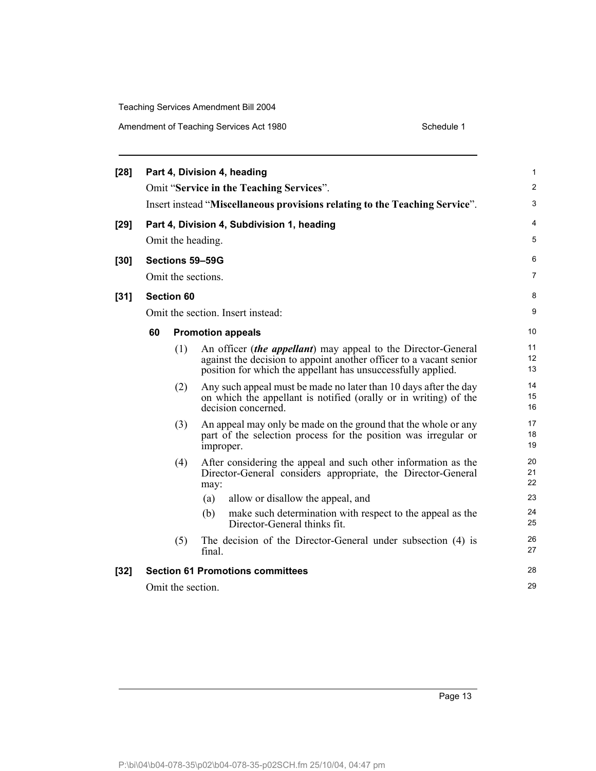**[28] Part 4, Division 4, heading**

Omit "**Service in the Teaching Services**".

Insert instead "**Miscellaneous provisions relating to the Teaching Service**".

**[29] Part 4, Division 4, Subdivision 1, heading**

Omit the heading.

**[30] Sections 59–59G**

Omit the sections.

**[31] Section 60**

Omit the section. Insert instead:

**60 Promotion appeals**

(1) An officer (***the appellant***) may appeal to the Director-General against the decision to appoint another officer to a vacant senior position for which the appellant has unsuccessfully applied.

(2) Any such appeal must be made no later than 10 days after the day on which the appellant is notified (orally or in writing) of the decision concerned.

(3) An appeal may only be made on the ground that the whole or any part of the selection process for the position was irregular or improper.

(4) After considering the appeal and such other information as the Director-General considers appropriate, the Director-General may:

(a) allow or disallow the appeal, and

(b) make such determination with respect to the appeal as the Director-General thinks fit.

(5) The decision of the Director-General under subsection (4) is final.

**[32] Section 61 Promotions committees**

Omit the section.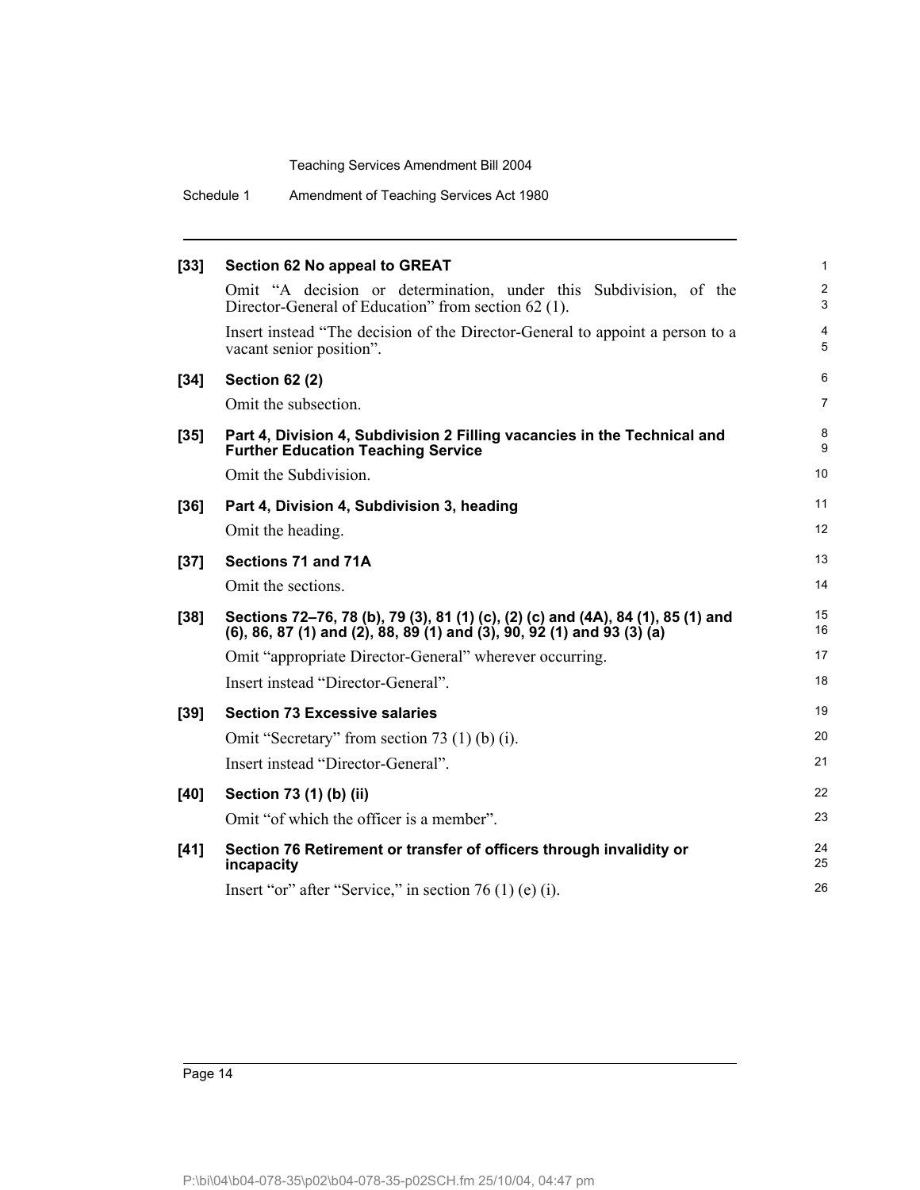**[33] Section 62 No appeal to GREAT**

Omit "A decision or determination, under this Subdivision, of the Director-General of Education" from section 62 (1).

Insert instead "The decision of the Director-General to appoint a person to a vacant senior position".

**[34] Section 62 (2)**

Omit the subsection.

**[35] Part 4, Division 4, Subdivision 2 Filling vacancies in the Technical and Further Education Teaching Service**

Omit the Subdivision.

**[36] Part 4, Division 4, Subdivision 3, heading**

Omit the heading.

**[37] Sections 71 and 71A**

Omit the sections.

**[38] Sections 72–76, 78 (b), 79 (3), 81 (1) (c), (2) (c) and (4A), 84 (1), 85 (1) and (6), 86, 87 (1) and (2), 88, 89 (1) and (3), 90, 92 (1) and 93 (3) (a)**

Omit "appropriate Director-General" wherever occurring.

Insert instead "Director-General".

**[39] Section 73 Excessive salaries**

Omit "Secretary" from section 73 (1) (b) (i).

Insert instead "Director-General".

**[40] Section 73 (1) (b) (ii)**

Omit "of which the officer is a member".

**[41] Section 76 Retirement or transfer of officers through invalidity or incapacity**

Insert "or" after "Service," in section 76 (1) (e) (i).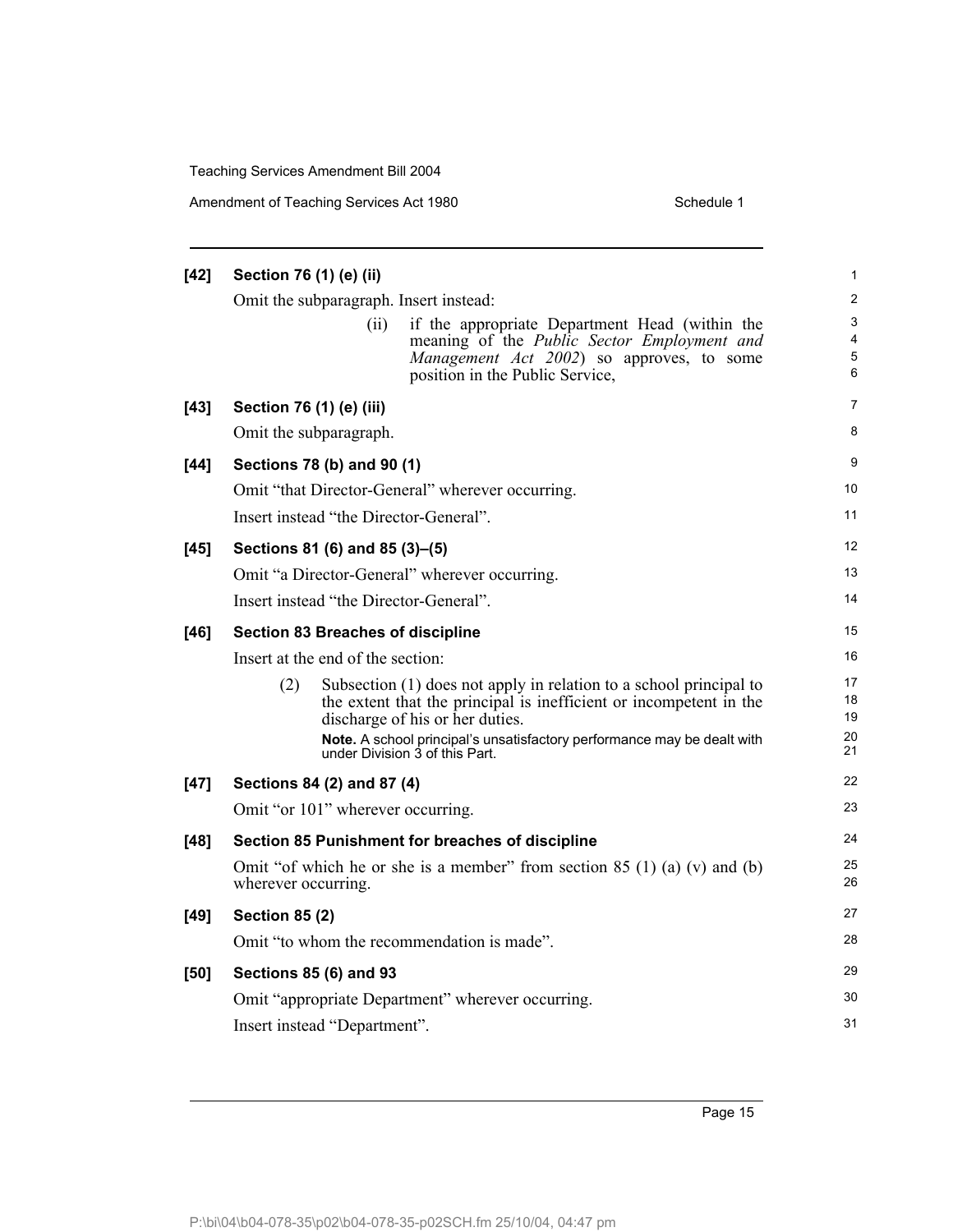**[42] Section 76 (1) (e) (ii)**

Omit the subparagraph. Insert instead:

> (ii) if the appropriate Department Head (within the meaning of the *Public Sector Employment and Management Act 2002*) so approves, to some position in the Public Service,

**[43] Section 76 (1) (e) (iii)**

Omit the subparagraph.

**[44] Sections 78 (b) and 90 (1)**

Omit "that Director-General" wherever occurring.

Insert instead "the Director-General".

**[45] Sections 81 (6) and 85 (3)–(5)**

Omit "a Director-General" wherever occurring.

Insert instead "the Director-General".

**[46] Section 83 Breaches of discipline**

Insert at the end of the section:

> (2) Subsection (1) does not apply in relation to a school principal to the extent that the principal is inefficient or incompetent in the discharge of his or her duties.
>
> **Note.** A school principal's unsatisfactory performance may be dealt with under Division 3 of this Part.

**[47] Sections 84 (2) and 87 (4)**

Omit "or 101" wherever occurring.

**[48] Section 85 Punishment for breaches of discipline**

Omit "of which he or she is a member" from section 85 (1) (a) (v) and (b) wherever occurring.

**[49] Section 85 (2)**

Omit "to whom the recommendation is made".

**[50] Sections 85 (6) and 93**

Omit "appropriate Department" wherever occurring.

Insert instead "Department".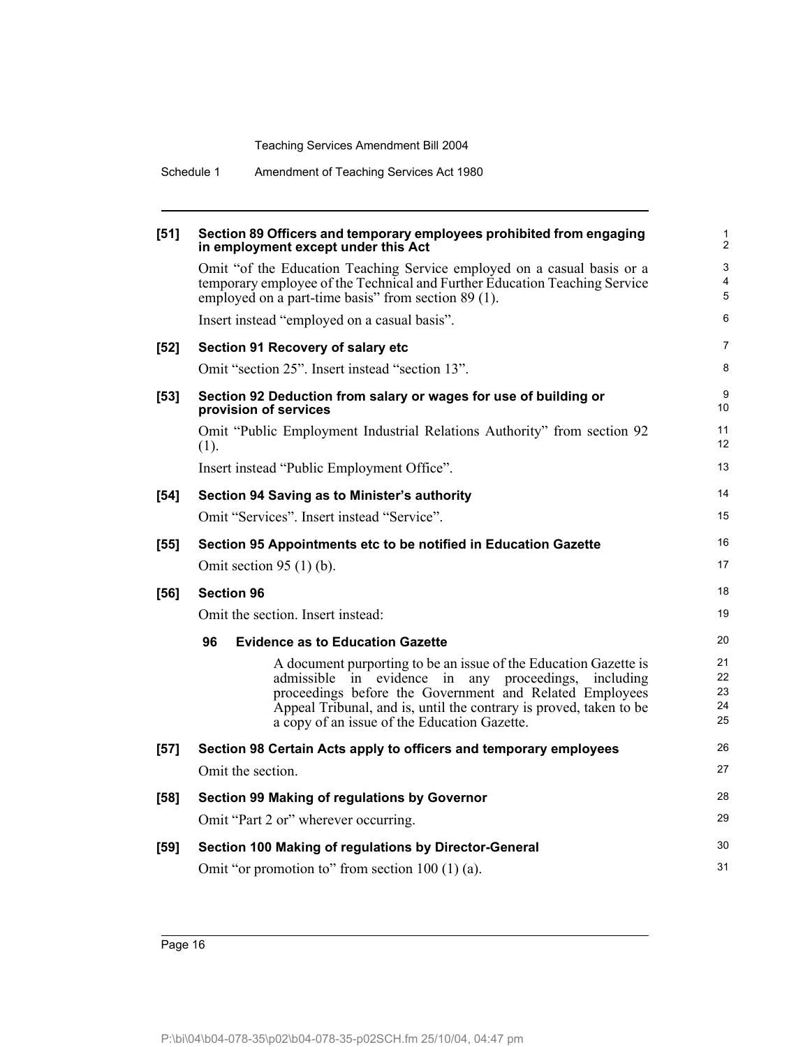**[51] Section 89 Officers and temporary employees prohibited from engaging in employment except under this Act**

Omit "of the Education Teaching Service employed on a casual basis or a temporary employee of the Technical and Further Education Teaching Service employed on a part-time basis" from section 89 (1).

Insert instead "employed on a casual basis".

**[52] Section 91 Recovery of salary etc**

Omit "section 25". Insert instead "section 13".

**[53] Section 92 Deduction from salary or wages for use of building or provision of services**

Omit "Public Employment Industrial Relations Authority" from section 92 (1).

Insert instead "Public Employment Office".

**[54] Section 94 Saving as to Minister's authority**

Omit "Services". Insert instead "Service".

**[55] Section 95 Appointments etc to be notified in Education Gazette**

Omit section 95 (1) (b).

**[56] Section 96**

Omit the section. Insert instead:

**96 Evidence as to Education Gazette**

A document purporting to be an issue of the Education Gazette is admissible in evidence in any proceedings, including proceedings before the Government and Related Employees Appeal Tribunal, and is, until the contrary is proved, taken to be a copy of an issue of the Education Gazette.

**[57] Section 98 Certain Acts apply to officers and temporary employees**

Omit the section.

**[58] Section 99 Making of regulations by Governor**

Omit "Part 2 or" wherever occurring.

**[59] Section 100 Making of regulations by Director-General**

Omit "or promotion to" from section 100 (1) (a).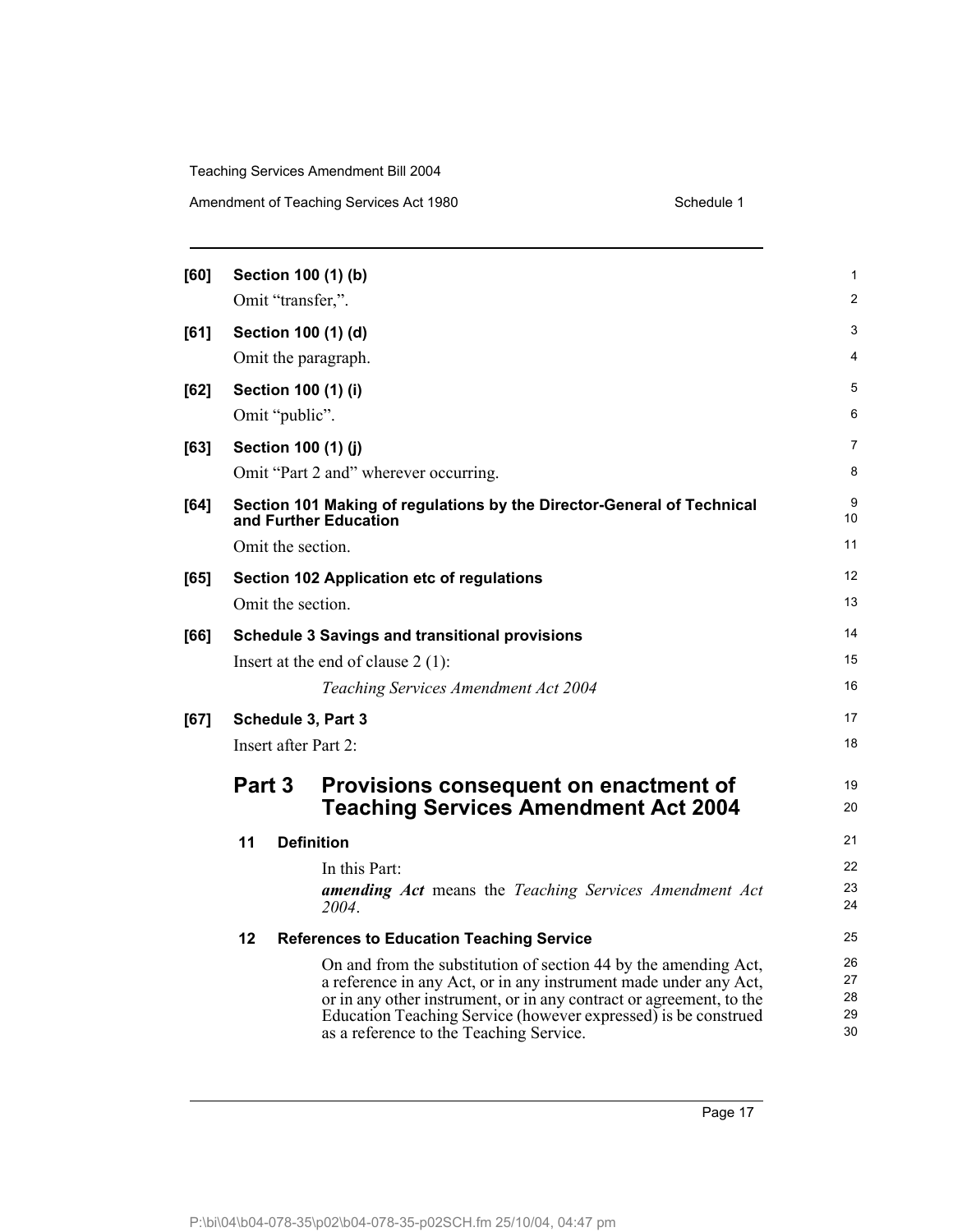**[60] Section 100 (1) (b)**

Omit "transfer,".

**[61] Section 100 (1) (d)**

Omit the paragraph.

**[62] Section 100 (1) (i)**

Omit "public".

**[63] Section 100 (1) (j)**

Omit "Part 2 and" wherever occurring.

**[64] Section 101 Making of regulations by the Director-General of Technical and Further Education**

Omit the section.

**[65] Section 102 Application etc of regulations**

Omit the section.

**[66] Schedule 3 Savings and transitional provisions**

Insert at the end of clause 2 (1):

*Teaching Services Amendment Act 2004*

**[67] Schedule 3, Part 3**

Insert after Part 2:

## Part 3 Provisions consequent on enactment of Teaching Services Amendment Act 2004

### 11 Definition

In this Part:

***amending Act*** means the *Teaching Services Amendment Act 2004*.

### 12 References to Education Teaching Service

On and from the substitution of section 44 by the amending Act, a reference in any Act, or in any instrument made under any Act, or in any other instrument, or in any contract or agreement, to the Education Teaching Service (however expressed) is be construed as a reference to the Teaching Service.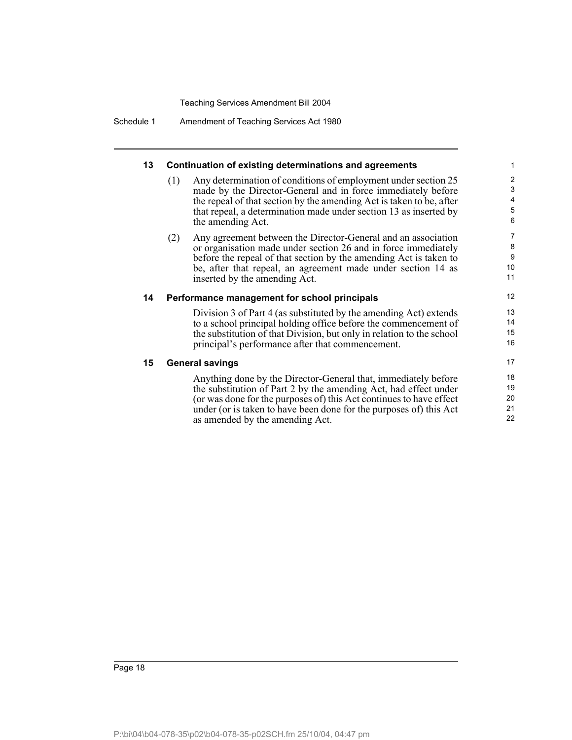### 13 Continuation of existing determinations and agreements

(1) Any determination of conditions of employment under section 25 made by the Director-General and in force immediately before the repeal of that section by the amending Act is taken to be, after that repeal, a determination made under section 13 as inserted by the amending Act.

(2) Any agreement between the Director-General and an association or organisation made under section 26 and in force immediately before the repeal of that section by the amending Act is taken to be, after that repeal, an agreement made under section 14 as inserted by the amending Act.

### 14 Performance management for school principals

Division 3 of Part 4 (as substituted by the amending Act) extends to a school principal holding office before the commencement of the substitution of that Division, but only in relation to the school principal's performance after that commencement.

### 15 General savings

Anything done by the Director-General that, immediately before the substitution of Part 2 by the amending Act, had effect under (or was done for the purposes of) this Act continues to have effect under (or is taken to have been done for the purposes of) this Act as amended by the amending Act.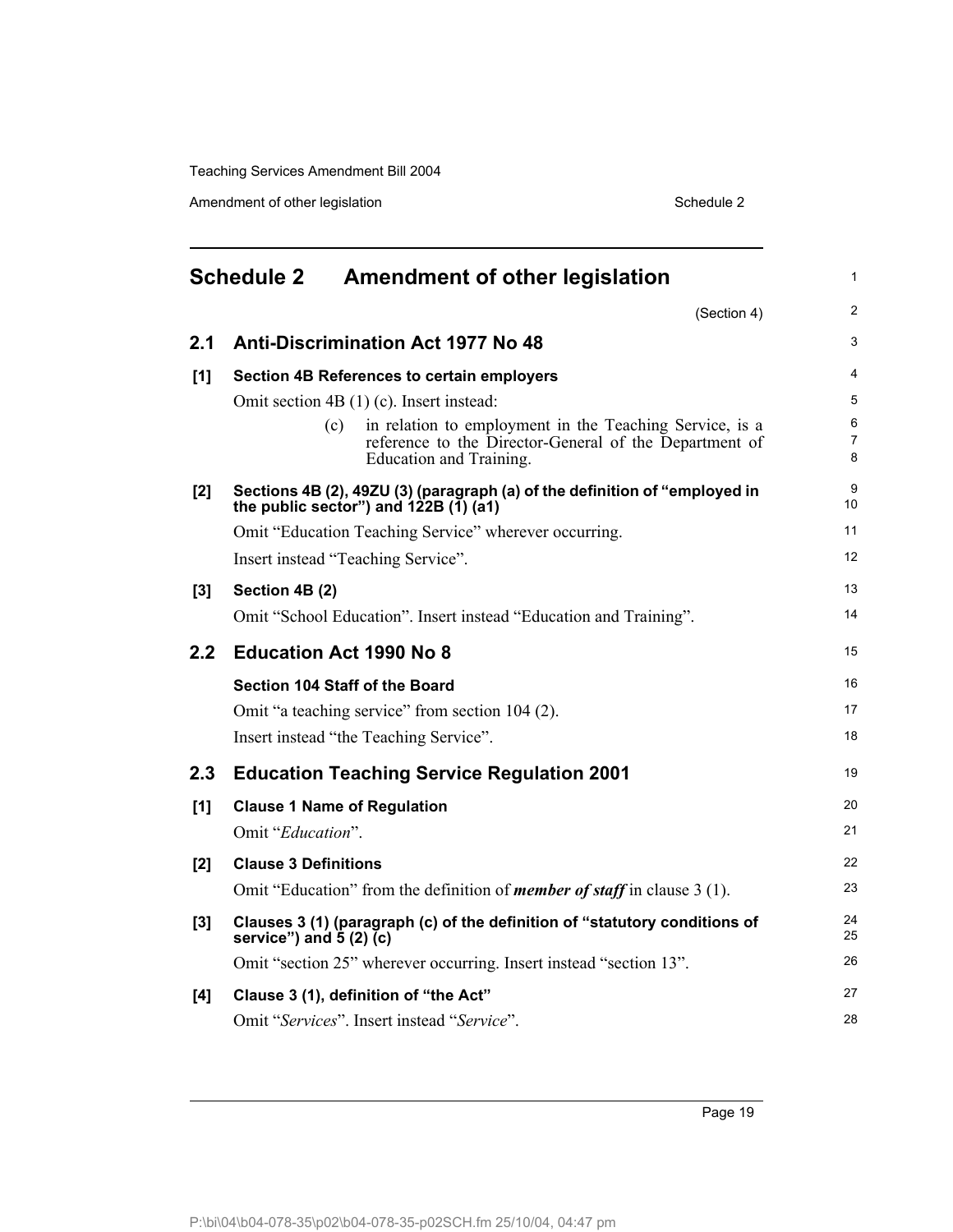# Schedule 2 Amendment of other legislation

(Section 4)

## 2.1 Anti-Discrimination Act 1977 No 48

### [1] Section 4B References to certain employers

Omit section 4B (1) (c). Insert instead:

> (c) in relation to employment in the Teaching Service, is a reference to the Director-General of the Department of Education and Training.

### [2] Sections 4B (2), 49ZU (3) (paragraph (a) of the definition of "employed in the public sector") and 122B (1) (a1)

Omit "Education Teaching Service" wherever occurring.

Insert instead "Teaching Service".

### [3] Section 4B (2)

Omit "School Education". Insert instead "Education and Training".

## 2.2 Education Act 1990 No 8

### Section 104 Staff of the Board

Omit "a teaching service" from section 104 (2).

Insert instead "the Teaching Service".

## 2.3 Education Teaching Service Regulation 2001

### [1] Clause 1 Name of Regulation

Omit "*Education*".

### [2] Clause 3 Definitions

Omit "Education" from the definition of ***member of staff*** in clause 3 (1).

### [3] Clauses 3 (1) (paragraph (c) of the definition of "statutory conditions of service") and 5 (2) (c)

Omit "section 25" wherever occurring. Insert instead "section 13".

### [4] Clause 3 (1), definition of "the Act"

Omit "*Services*". Insert instead "*Service*".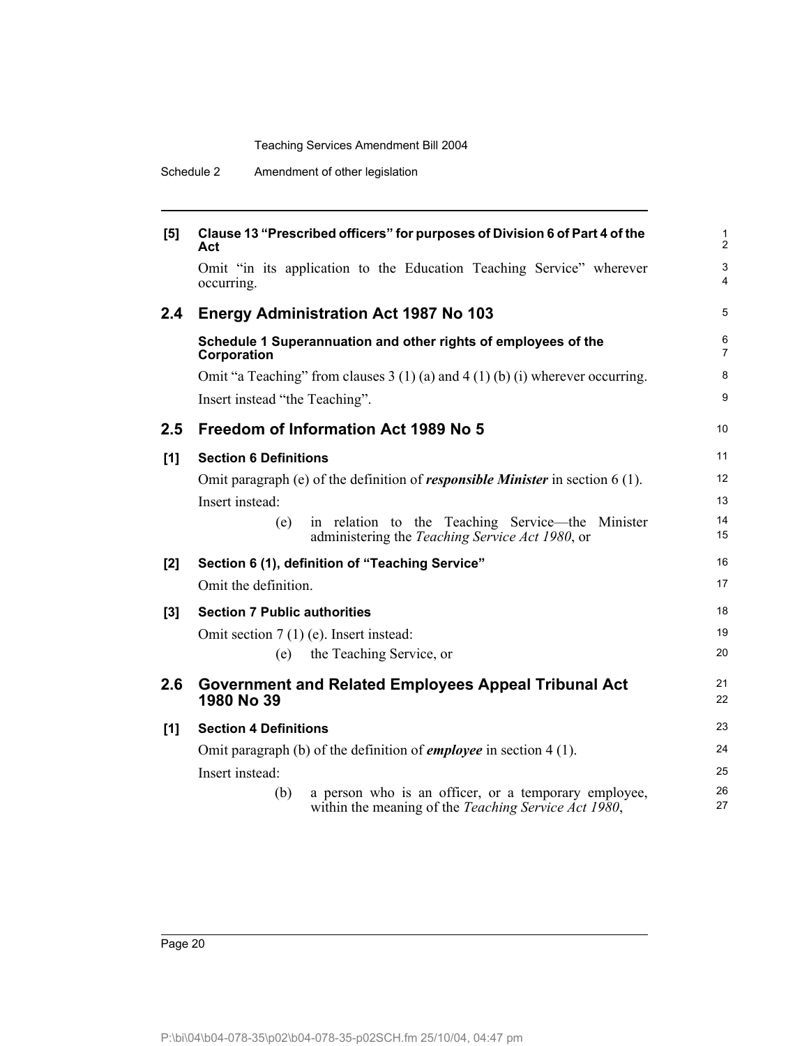**[5] Clause 13 "Prescribed officers" for purposes of Division 6 of Part 4 of the Act**

Omit "in its application to the Education Teaching Service" wherever occurring.

## 2.4 Energy Administration Act 1987 No 103

**Schedule 1 Superannuation and other rights of employees of the Corporation**

Omit "a Teaching" from clauses 3 (1) (a) and 4 (1) (b) (i) wherever occurring.

Insert instead "the Teaching".

## 2.5 Freedom of Information Act 1989 No 5

**[1] Section 6 Definitions**

Omit paragraph (e) of the definition of ***responsible Minister*** in section 6 (1).

Insert instead:

(e) in relation to the Teaching Service—the Minister administering the *Teaching Service Act 1980*, or

**[2] Section 6 (1), definition of "Teaching Service"**

Omit the definition.

**[3] Section 7 Public authorities**

Omit section 7 (1) (e). Insert instead:

(e) the Teaching Service, or

## 2.6 Government and Related Employees Appeal Tribunal Act 1980 No 39

**[1] Section 4 Definitions**

Omit paragraph (b) of the definition of ***employee*** in section 4 (1).

Insert instead:

(b) a person who is an officer, or a temporary employee, within the meaning of the *Teaching Service Act 1980*,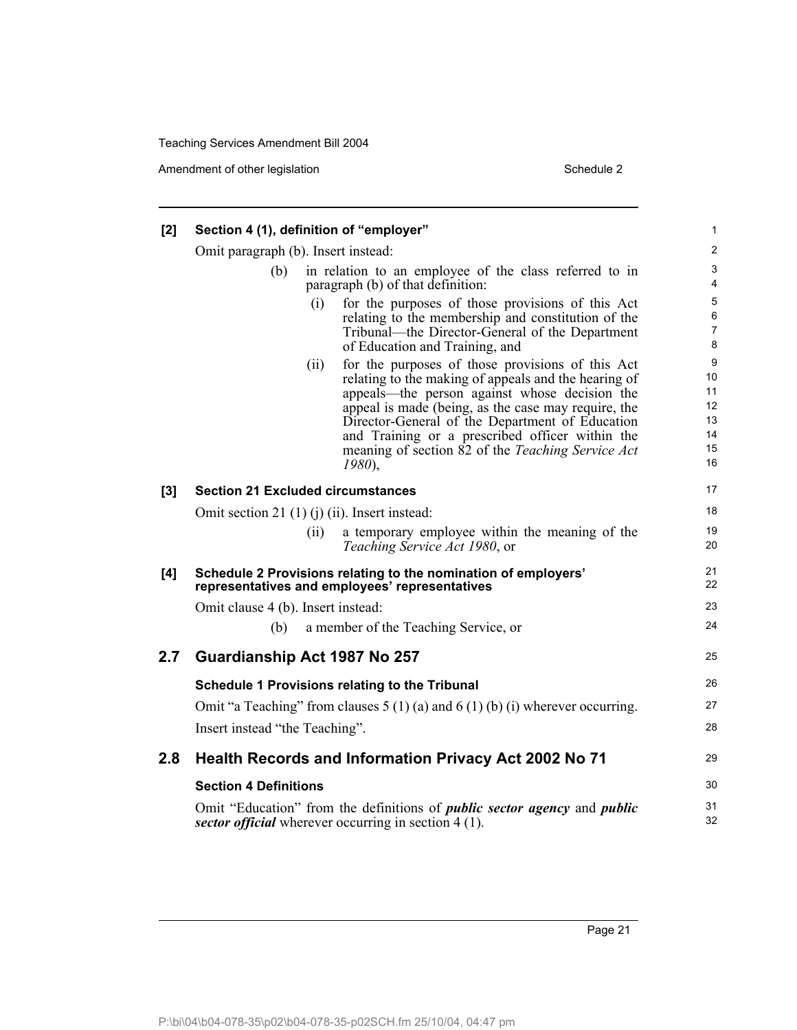**[2] Section 4 (1), definition of "employer"**

Omit paragraph (b). Insert instead:

> (b) in relation to an employee of the class referred to in paragraph (b) of that definition:
>
> (i) for the purposes of those provisions of this Act relating to the membership and constitution of the Tribunal—the Director-General of the Department of Education and Training, and
>
> (ii) for the purposes of those provisions of this Act relating to the making of appeals and the hearing of appeals—the person against whose decision the appeal is made (being, as the case may require, the Director-General of the Department of Education and Training or a prescribed officer within the meaning of section 82 of the *Teaching Service Act 1980*),

**[3] Section 21 Excluded circumstances**

Omit section 21 (1) (j) (ii). Insert instead:

> (ii) a temporary employee within the meaning of the *Teaching Service Act 1980*, or

**[4] Schedule 2 Provisions relating to the nomination of employers' representatives and employees' representatives**

Omit clause 4 (b). Insert instead:

> (b) a member of the Teaching Service, or

## 2.7 Guardianship Act 1987 No 257

**Schedule 1 Provisions relating to the Tribunal**

Omit "a Teaching" from clauses 5 (1) (a) and 6 (1) (b) (i) wherever occurring. Insert instead "the Teaching".

## 2.8 Health Records and Information Privacy Act 2002 No 71

**Section 4 Definitions**

Omit "Education" from the definitions of ***public sector agency*** and ***public sector official*** wherever occurring in section 4 (1).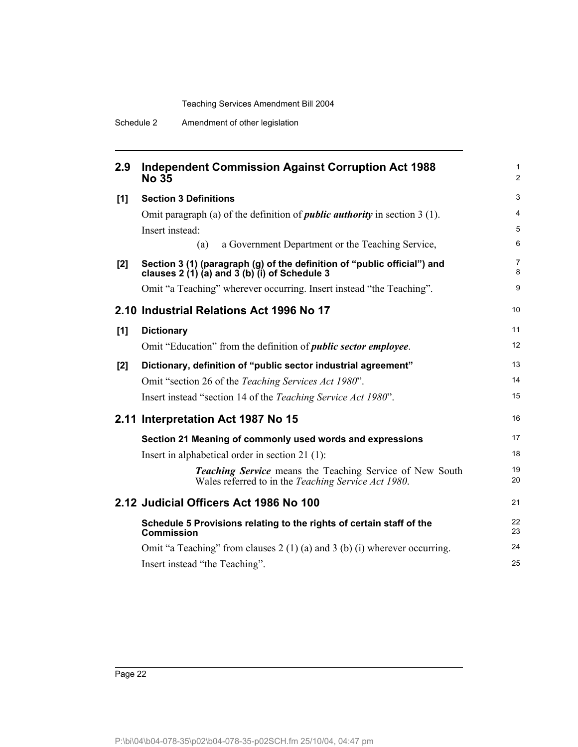## 2.9 Independent Commission Against Corruption Act 1988 No 35

**[1] Section 3 Definitions**

Omit paragraph (a) of the definition of ***public authority*** in section 3 (1).

Insert instead:

(a) a Government Department or the Teaching Service,

**[2] Section 3 (1) (paragraph (g) of the definition of "public official") and clauses 2 (1) (a) and 3 (b) (i) of Schedule 3**

Omit "a Teaching" wherever occurring. Insert instead "the Teaching".

## 2.10 Industrial Relations Act 1996 No 17

**[1] Dictionary**

Omit "Education" from the definition of ***public sector employee***.

**[2] Dictionary, definition of "public sector industrial agreement"**

Omit "section 26 of the *Teaching Services Act 1980*".

Insert instead "section 14 of the *Teaching Service Act 1980*".

## 2.11 Interpretation Act 1987 No 15

**Section 21 Meaning of commonly used words and expressions**

Insert in alphabetical order in section 21 (1):

***Teaching Service*** means the Teaching Service of New South Wales referred to in the *Teaching Service Act 1980*.

## 2.12 Judicial Officers Act 1986 No 100

**Schedule 5 Provisions relating to the rights of certain staff of the Commission**

Omit "a Teaching" from clauses 2 (1) (a) and 3 (b) (i) wherever occurring.

Insert instead "the Teaching".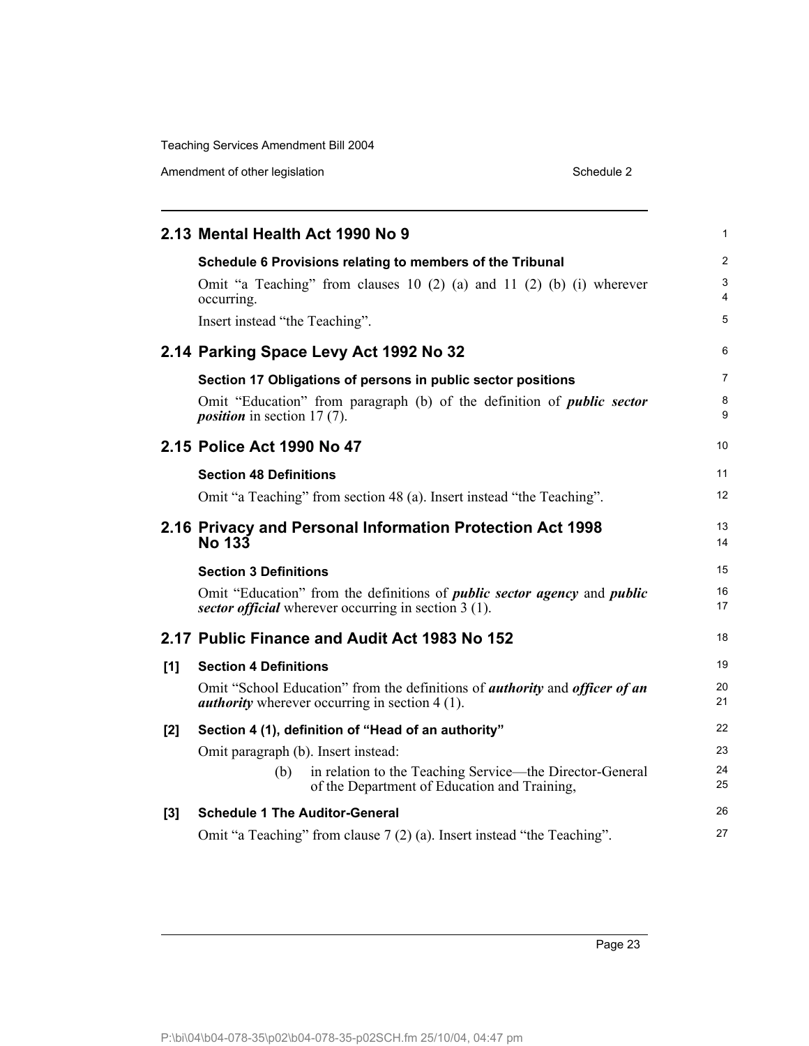## 2.13 Mental Health Act 1990 No 9

**Schedule 6 Provisions relating to members of the Tribunal**

Omit "a Teaching" from clauses 10 (2) (a) and 11 (2) (b) (i) wherever occurring.

Insert instead "the Teaching".

## 2.14 Parking Space Levy Act 1992 No 32

**Section 17 Obligations of persons in public sector positions**

Omit "Education" from paragraph (b) of the definition of ***public sector position*** in section 17 (7).

## 2.15 Police Act 1990 No 47

**Section 48 Definitions**

Omit "a Teaching" from section 48 (a). Insert instead "the Teaching".

## 2.16 Privacy and Personal Information Protection Act 1998 No 133

**Section 3 Definitions**

Omit "Education" from the definitions of ***public sector agency*** and ***public sector official*** wherever occurring in section 3 (1).

## 2.17 Public Finance and Audit Act 1983 No 152

**[1] Section 4 Definitions**

Omit "School Education" from the definitions of ***authority*** and ***officer of an authority*** wherever occurring in section 4 (1).

**[2] Section 4 (1), definition of "Head of an authority"**

Omit paragraph (b). Insert instead:

> (b) in relation to the Teaching Service—the Director-General of the Department of Education and Training,

**[3] Schedule 1 The Auditor-General**

Omit "a Teaching" from clause 7 (2) (a). Insert instead "the Teaching".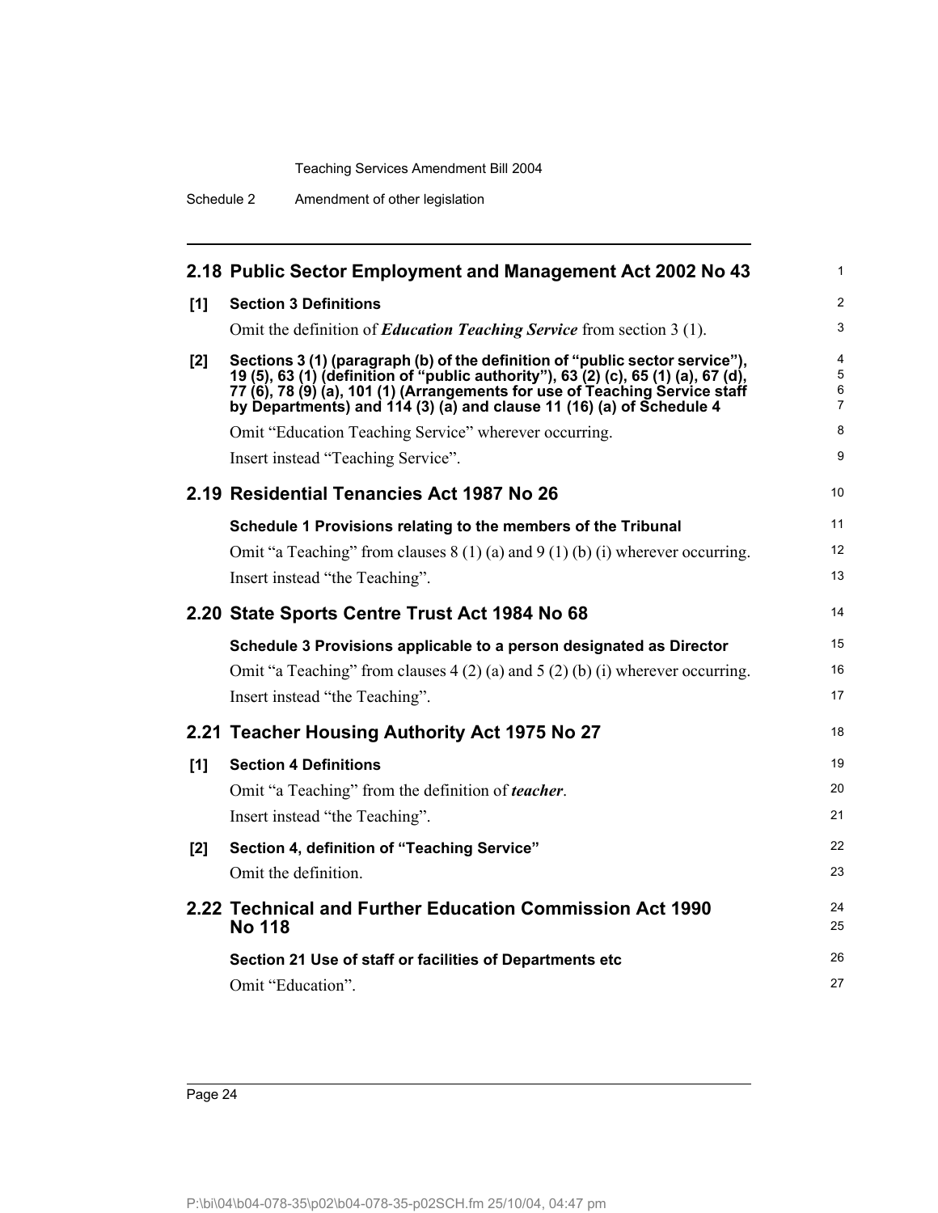## 2.18 Public Sector Employment and Management Act 2002 No 43

**[1] Section 3 Definitions**

Omit the definition of ***Education Teaching Service*** from section 3 (1).

**[2] Sections 3 (1) (paragraph (b) of the definition of "public sector service"), 19 (5), 63 (1) (definition of "public authority"), 63 (2) (c), 65 (1) (a), 67 (d), 77 (6), 78 (9) (a), 101 (1) (Arrangements for use of Teaching Service staff by Departments) and 114 (3) (a) and clause 11 (16) (a) of Schedule 4**

Omit "Education Teaching Service" wherever occurring.

Insert instead "Teaching Service".

## 2.19 Residential Tenancies Act 1987 No 26

**Schedule 1 Provisions relating to the members of the Tribunal**

Omit "a Teaching" from clauses 8 (1) (a) and 9 (1) (b) (i) wherever occurring.

Insert instead "the Teaching".

## 2.20 State Sports Centre Trust Act 1984 No 68

**Schedule 3 Provisions applicable to a person designated as Director**

Omit "a Teaching" from clauses 4 (2) (a) and 5 (2) (b) (i) wherever occurring.

Insert instead "the Teaching".

## 2.21 Teacher Housing Authority Act 1975 No 27

**[1] Section 4 Definitions**

Omit "a Teaching" from the definition of ***teacher***.

Insert instead "the Teaching".

**[2] Section 4, definition of "Teaching Service"**

Omit the definition.

## 2.22 Technical and Further Education Commission Act 1990 No 118

**Section 21 Use of staff or facilities of Departments etc**

Omit "Education".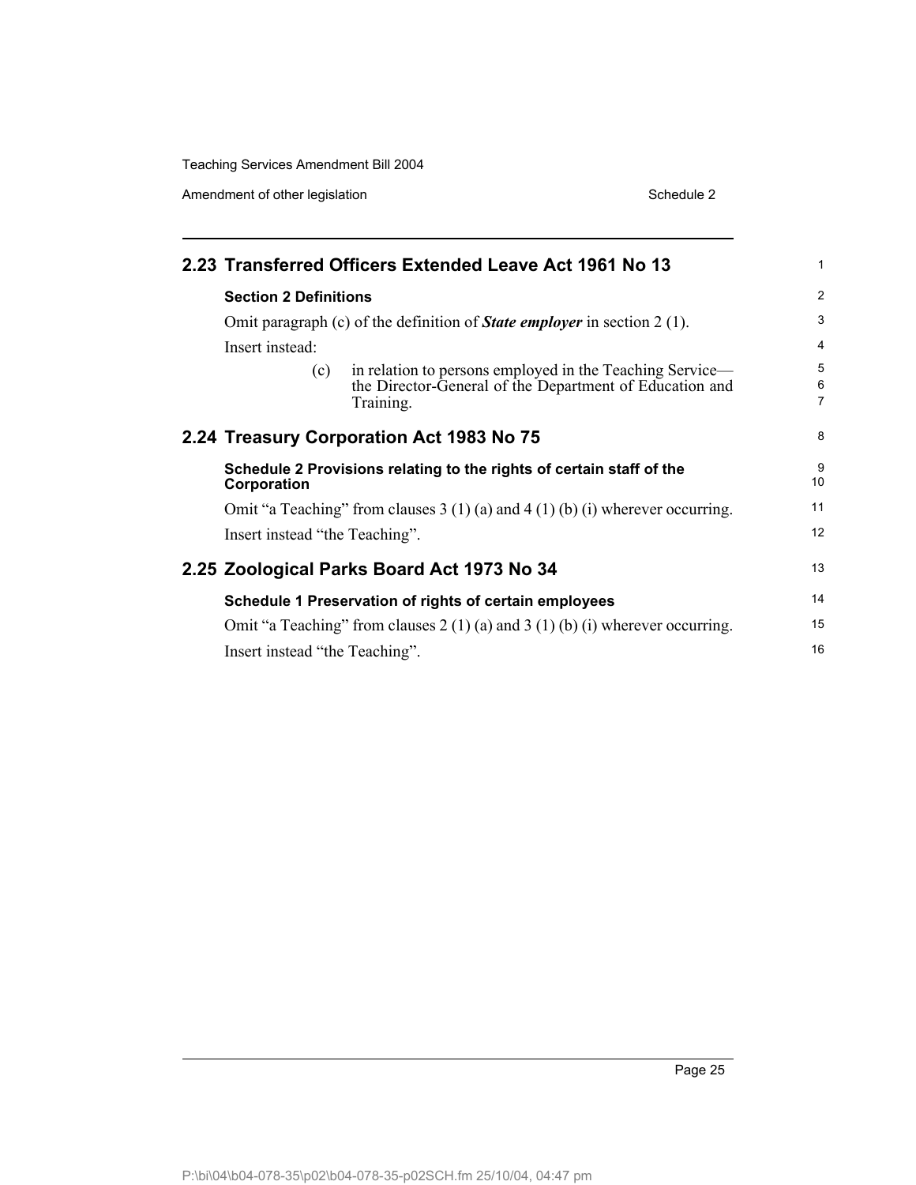## 2.23 Transferred Officers Extended Leave Act 1961 No 13

**Section 2 Definitions**

Omit paragraph (c) of the definition of ***State employer*** in section 2 (1).

Insert instead:

(c) in relation to persons employed in the Teaching Service—the Director-General of the Department of Education and Training.

## 2.24 Treasury Corporation Act 1983 No 75

**Schedule 2 Provisions relating to the rights of certain staff of the Corporation**

Omit "a Teaching" from clauses 3 (1) (a) and 4 (1) (b) (i) wherever occurring.

Insert instead "the Teaching".

## 2.25 Zoological Parks Board Act 1973 No 34

**Schedule 1 Preservation of rights of certain employees**

Omit "a Teaching" from clauses 2 (1) (a) and 3 (1) (b) (i) wherever occurring.

Insert instead "the Teaching".